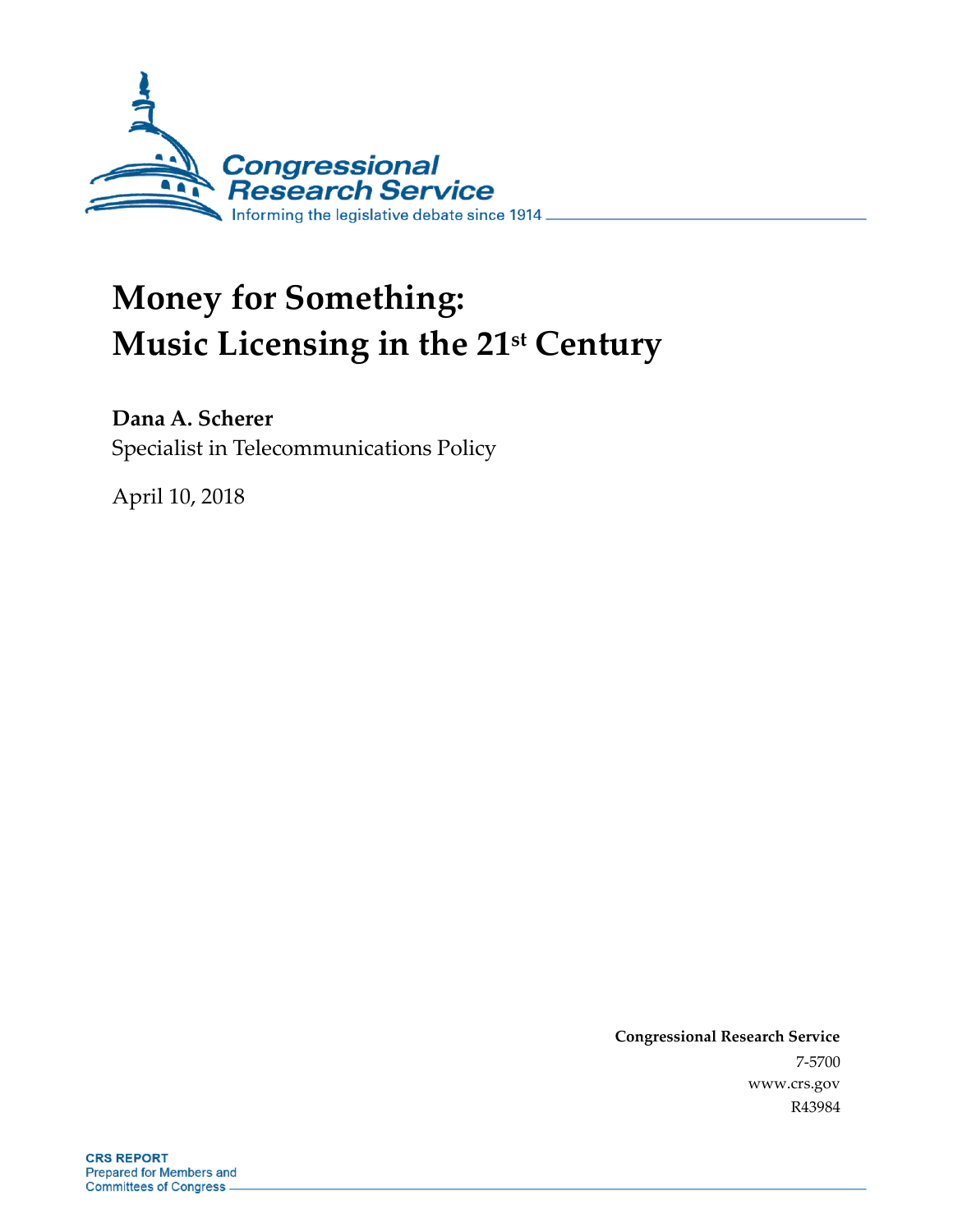Congressional Research Service

Informing the legislative debate since 1914

# Money for Something: Music Licensing in the 21st Century

**Dana A. Scherer**

Specialist in Telecommunications Policy

April 10, 2018

**Congressional Research Service**

7-5700

www.crs.gov

R43984

**CRS REPORT**

Prepared for Members and Committees of Congress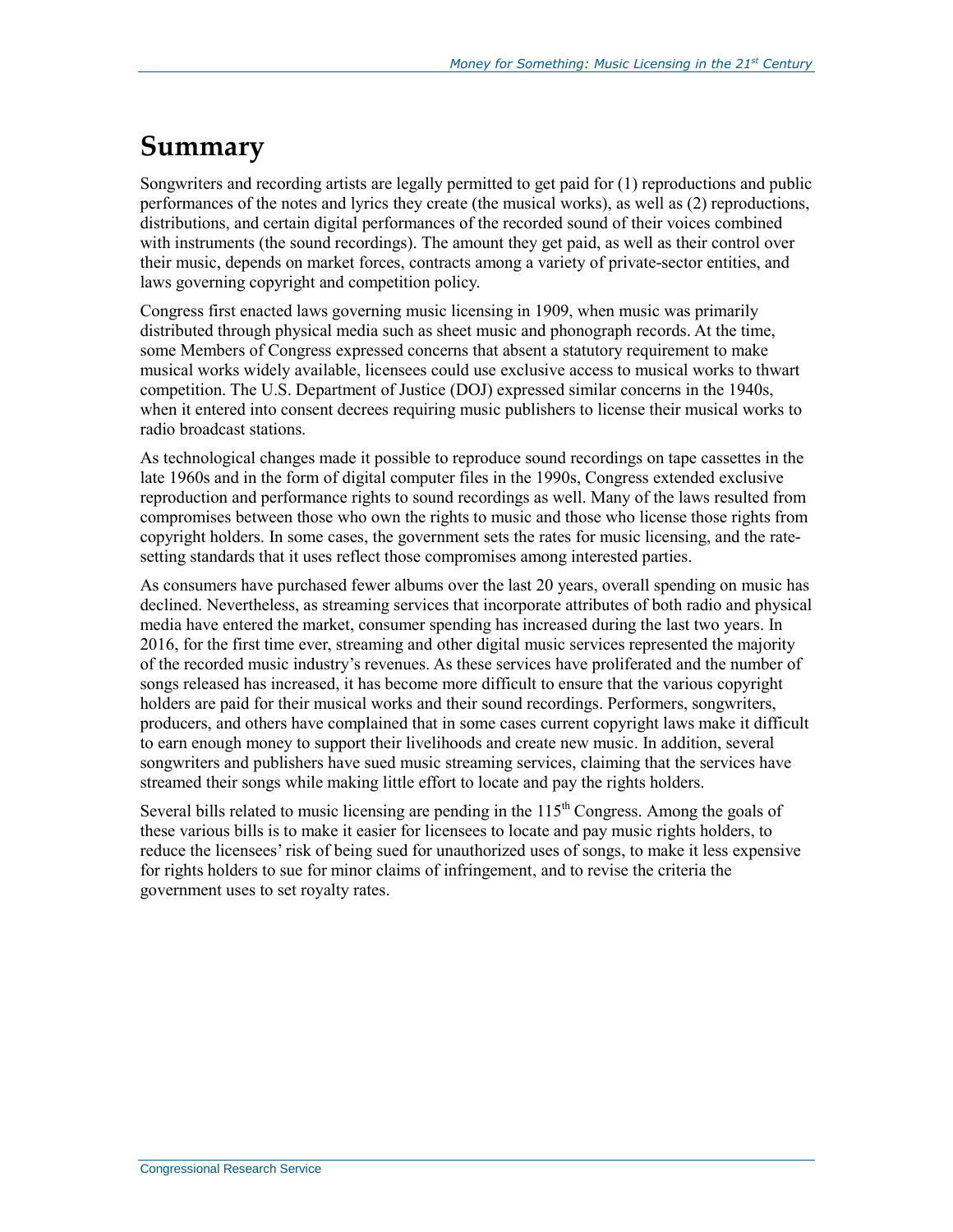# Summary

Songwriters and recording artists are legally permitted to get paid for (1) reproductions and public performances of the notes and lyrics they create (the musical works), as well as (2) reproductions, distributions, and certain digital performances of the recorded sound of their voices combined with instruments (the sound recordings). The amount they get paid, as well as their control over their music, depends on market forces, contracts among a variety of private-sector entities, and laws governing copyright and competition policy.

Congress first enacted laws governing music licensing in 1909, when music was primarily distributed through physical media such as sheet music and phonograph records. At the time, some Members of Congress expressed concerns that absent a statutory requirement to make musical works widely available, licensees could use exclusive access to musical works to thwart competition. The U.S. Department of Justice (DOJ) expressed similar concerns in the 1940s, when it entered into consent decrees requiring music publishers to license their musical works to radio broadcast stations.

As technological changes made it possible to reproduce sound recordings on tape cassettes in the late 1960s and in the form of digital computer files in the 1990s, Congress extended exclusive reproduction and performance rights to sound recordings as well. Many of the laws resulted from compromises between those who own the rights to music and those who license those rights from copyright holders. In some cases, the government sets the rates for music licensing, and the rate-setting standards that it uses reflect those compromises among interested parties.

As consumers have purchased fewer albums over the last 20 years, overall spending on music has declined. Nevertheless, as streaming services that incorporate attributes of both radio and physical media have entered the market, consumer spending has increased during the last two years. In 2016, for the first time ever, streaming and other digital music services represented the majority of the recorded music industry's revenues. As these services have proliferated and the number of songs released has increased, it has become more difficult to ensure that the various copyright holders are paid for their musical works and their sound recordings. Performers, songwriters, producers, and others have complained that in some cases current copyright laws make it difficult to earn enough money to support their livelihoods and create new music. In addition, several songwriters and publishers have sued music streaming services, claiming that the services have streamed their songs while making little effort to locate and pay the rights holders.

Several bills related to music licensing are pending in the 115th Congress. Among the goals of these various bills is to make it easier for licensees to locate and pay music rights holders, to reduce the licensees' risk of being sued for unauthorized uses of songs, to make it less expensive for rights holders to sue for minor claims of infringement, and to revise the criteria the government uses to set royalty rates.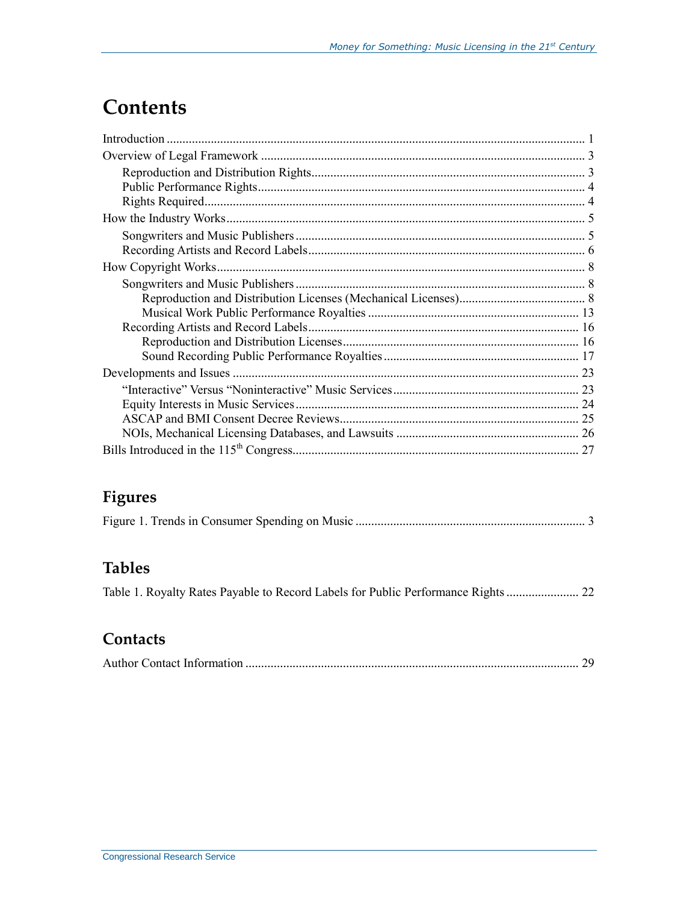# Contents

Introduction ..................................................................................................................... 1

Overview of Legal Framework ...................................................................................... 3

- Reproduction and Distribution Rights ...................................................................... 3
- Public Performance Rights ....................................................................................... 4
- Rights Required ........................................................................................................ 4

How the Industry Works ................................................................................................. 5

- Songwriters and Music Publishers ........................................................................... 5
- Recording Artists and Record Labels ....................................................................... 6

How Copyright Works ..................................................................................................... 8

- Songwriters and Music Publishers ........................................................................... 8
  - Reproduction and Distribution Licenses (Mechanical Licenses) ........................ 8
  - Musical Work Public Performance Royalties .................................................... 13
- Recording Artists and Record Labels ..................................................................... 16
  - Reproduction and Distribution Licenses ........................................................... 16
  - Sound Recording Public Performance Royalties ............................................... 17

Developments and Issues ............................................................................................. 23

- "Interactive" Versus "Noninteractive" Music Services ........................................... 23
- Equity Interests in Music Services ......................................................................... 24
- ASCAP and BMI Consent Decree Reviews ............................................................ 25
- NOIs, Mechanical Licensing Databases, and Lawsuits .......................................... 26

Bills Introduced in the 115th Congress .......................................................................... 27

## Figures

Figure 1. Trends in Consumer Spending on Music ........................................................ 3

## Tables

Table 1. Royalty Rates Payable to Record Labels for Public Performance Rights ....................... 22

## Contacts

Author Contact Information .......................................................................................... 29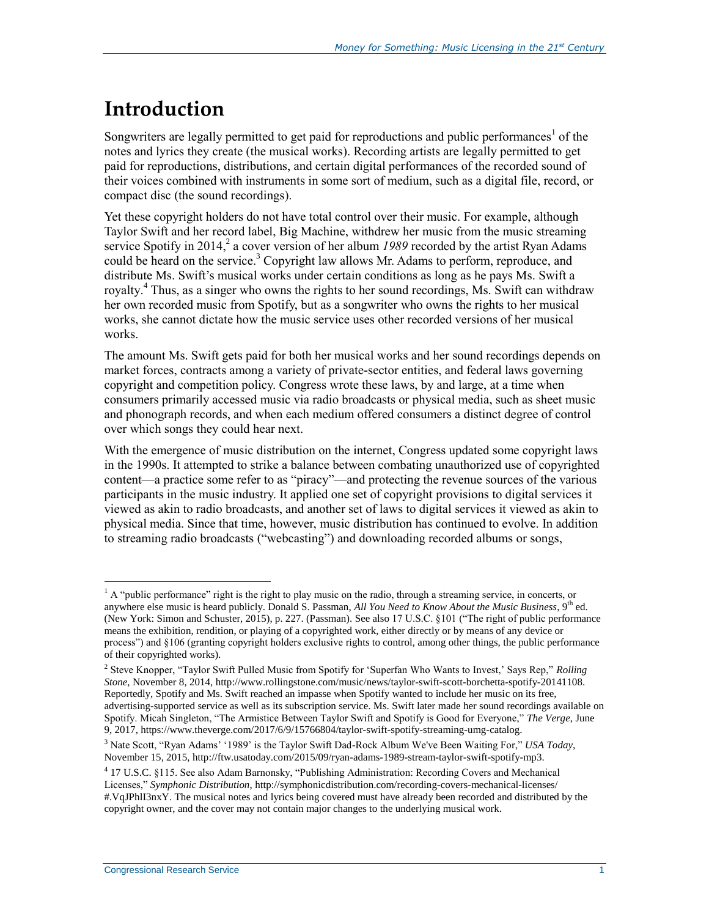# Introduction

Songwriters are legally permitted to get paid for reproductions and public performances[1] of the notes and lyrics they create (the musical works). Recording artists are legally permitted to get paid for reproductions, distributions, and certain digital performances of the recorded sound of their voices combined with instruments in some sort of medium, such as a digital file, record, or compact disc (the sound recordings).

Yet these copyright holders do not have total control over their music. For example, although Taylor Swift and her record label, Big Machine, withdrew her music from the music streaming service Spotify in 2014,[2] a cover version of her album *1989* recorded by the artist Ryan Adams could be heard on the service.[3] Copyright law allows Mr. Adams to perform, reproduce, and distribute Ms. Swift's musical works under certain conditions as long as he pays Ms. Swift a royalty.[4] Thus, as a singer who owns the rights to her sound recordings, Ms. Swift can withdraw her own recorded music from Spotify, but as a songwriter who owns the rights to her musical works, she cannot dictate how the music service uses other recorded versions of her musical works.

The amount Ms. Swift gets paid for both her musical works and her sound recordings depends on market forces, contracts among a variety of private-sector entities, and federal laws governing copyright and competition policy. Congress wrote these laws, by and large, at a time when consumers primarily accessed music via radio broadcasts or physical media, such as sheet music and phonograph records, and when each medium offered consumers a distinct degree of control over which songs they could hear next.

With the emergence of music distribution on the internet, Congress updated some copyright laws in the 1990s. It attempted to strike a balance between combating unauthorized use of copyrighted content—a practice some refer to as "piracy"—and protecting the revenue sources of the various participants in the music industry. It applied one set of copyright provisions to digital services it viewed as akin to radio broadcasts, and another set of laws to digital services it viewed as akin to physical media. Since that time, however, music distribution has continued to evolve. In addition to streaming radio broadcasts ("webcasting") and downloading recorded albums or songs,

---

[1] A "public performance" right is the right to play music on the radio, through a streaming service, in concerts, or anywhere else music is heard publicly. Donald S. Passman, *All You Need to Know About the Music Business*, 9th ed. (New York: Simon and Schuster, 2015), p. 227. (Passman). See also 17 U.S.C. §101 ("The right of public performance means the exhibition, rendition, or playing of a copyrighted work, either directly or by means of any device or process") and §106 (granting copyright holders exclusive rights to control, among other things, the public performance of their copyrighted works).

[2] Steve Knopper, "Taylor Swift Pulled Music from Spotify for 'Superfan Who Wants to Invest,' Says Rep," *Rolling Stone*, November 8, 2014, http://www.rollingstone.com/music/news/taylor-swift-scott-borchetta-spotify-20141108. Reportedly, Spotify and Ms. Swift reached an impasse when Spotify wanted to include her music on its free, advertising-supported service as well as its subscription service. Ms. Swift later made her sound recordings available on Spotify. Micah Singleton, "The Armistice Between Taylor Swift and Spotify is Good for Everyone," *The Verge*, June 9, 2017, https://www.theverge.com/2017/6/9/15766804/taylor-swift-spotify-streaming-umg-catalog.

[3] Nate Scott, "Ryan Adams' '1989' is the Taylor Swift Dad-Rock Album We've Been Waiting For," *USA Today*, November 15, 2015, http://ftw.usatoday.com/2015/09/ryan-adams-1989-stream-taylor-swift-spotify-mp3.

[4] 17 U.S.C. §115. See also Adam Barnonsky, "Publishing Administration: Recording Covers and Mechanical Licenses," *Symphonic Distribution*, http://symphonicdistribution.com/recording-covers-mechanical-licenses/#.VqJPhlI3nxY. The musical notes and lyrics being covered must have already been recorded and distributed by the copyright owner, and the cover may not contain major changes to the underlying musical work.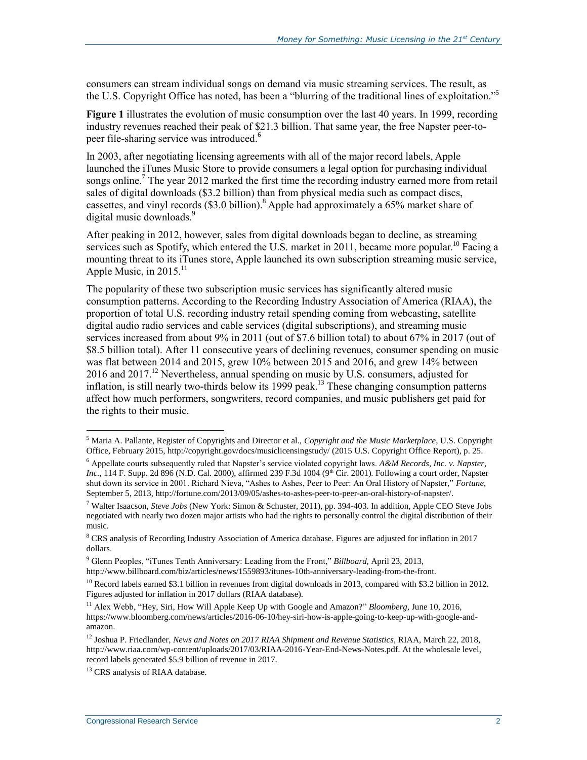consumers can stream individual songs on demand via music streaming services. The result, as the U.S. Copyright Office has noted, has been a "blurring of the traditional lines of exploitation."[5]

**Figure 1** illustrates the evolution of music consumption over the last 40 years. In 1999, recording industry revenues reached their peak of $21.3 billion. That same year, the free Napster peer-to-peer file-sharing service was introduced.[6]

In 2003, after negotiating licensing agreements with all of the major record labels, Apple launched the iTunes Music Store to provide consumers a legal option for purchasing individual songs online.[7] The year 2012 marked the first time the recording industry earned more from retail sales of digital downloads ($3.2 billion) than from physical media such as compact discs, cassettes, and vinyl records ($3.0 billion).[8] Apple had approximately a 65% market share of digital music downloads.[9]

After peaking in 2012, however, sales from digital downloads began to decline, as streaming services such as Spotify, which entered the U.S. market in 2011, became more popular.[10] Facing a mounting threat to its iTunes store, Apple launched its own subscription streaming music service, Apple Music, in 2015.[11]

The popularity of these two subscription music services has significantly altered music consumption patterns. According to the Recording Industry Association of America (RIAA), the proportion of total U.S. recording industry retail spending coming from webcasting, satellite digital audio radio services and cable services (digital subscriptions), and streaming music services increased from about 9% in 2011 (out of $7.6 billion total) to about 67% in 2017 (out of $8.5 billion total). After 11 consecutive years of declining revenues, consumer spending on music was flat between 2014 and 2015, grew 10% between 2015 and 2016, and grew 14% between 2016 and 2017.[12] Nevertheless, annual spending on music by U.S. consumers, adjusted for inflation, is still nearly two-thirds below its 1999 peak.[13] These changing consumption patterns affect how much performers, songwriters, record companies, and music publishers get paid for the rights to their music.

---

[5] Maria A. Pallante, Register of Copyrights and Director et al., *Copyright and the Music Marketplace*, U.S. Copyright Office, February 2015, http://copyright.gov/docs/musiclicensingstudy/ (2015 U.S. Copyright Office Report), p. 25.

[6] Appellate courts subsequently ruled that Napster's service violated copyright laws. *A&M Records, Inc. v. Napster, Inc.*, 114 F. Supp. 2d 896 (N.D. Cal. 2000), affirmed 239 F.3d 1004 (9th Cir. 2001). Following a court order, Napster shut down its service in 2001. Richard Nieva, "Ashes to Ashes, Peer to Peer: An Oral History of Napster," *Fortune*, September 5, 2013, http://fortune.com/2013/09/05/ashes-to-ashes-peer-to-peer-an-oral-history-of-napster/.

[7] Walter Isaacson, *Steve Jobs* (New York: Simon & Schuster, 2011), pp. 394-403. In addition, Apple CEO Steve Jobs negotiated with nearly two dozen major artists who had the rights to personally control the digital distribution of their music.

[8] CRS analysis of Recording Industry Association of America database. Figures are adjusted for inflation in 2017 dollars.

[9] Glenn Peoples, "iTunes Tenth Anniversary: Leading from the Front," *Billboard*, April 23, 2013, http://www.billboard.com/biz/articles/news/1559893/itunes-10th-anniversary-leading-from-the-front.

[10] Record labels earned $3.1 billion in revenues from digital downloads in 2013, compared with $3.2 billion in 2012. Figures adjusted for inflation in 2017 dollars (RIAA database).

[11] Alex Webb, "Hey, Siri, How Will Apple Keep Up with Google and Amazon?" *Bloomberg*, June 10, 2016, https://www.bloomberg.com/news/articles/2016-06-10/hey-siri-how-is-apple-going-to-keep-up-with-google-and-amazon.

[12] Joshua P. Friedlander, *News and Notes on 2017 RIAA Shipment and Revenue Statistics*, RIAA, March 22, 2018, http://www.riaa.com/wp-content/uploads/2017/03/RIAA-2016-Year-End-News-Notes.pdf. At the wholesale level, record labels generated $5.9 billion of revenue in 2017.

[13] CRS analysis of RIAA database.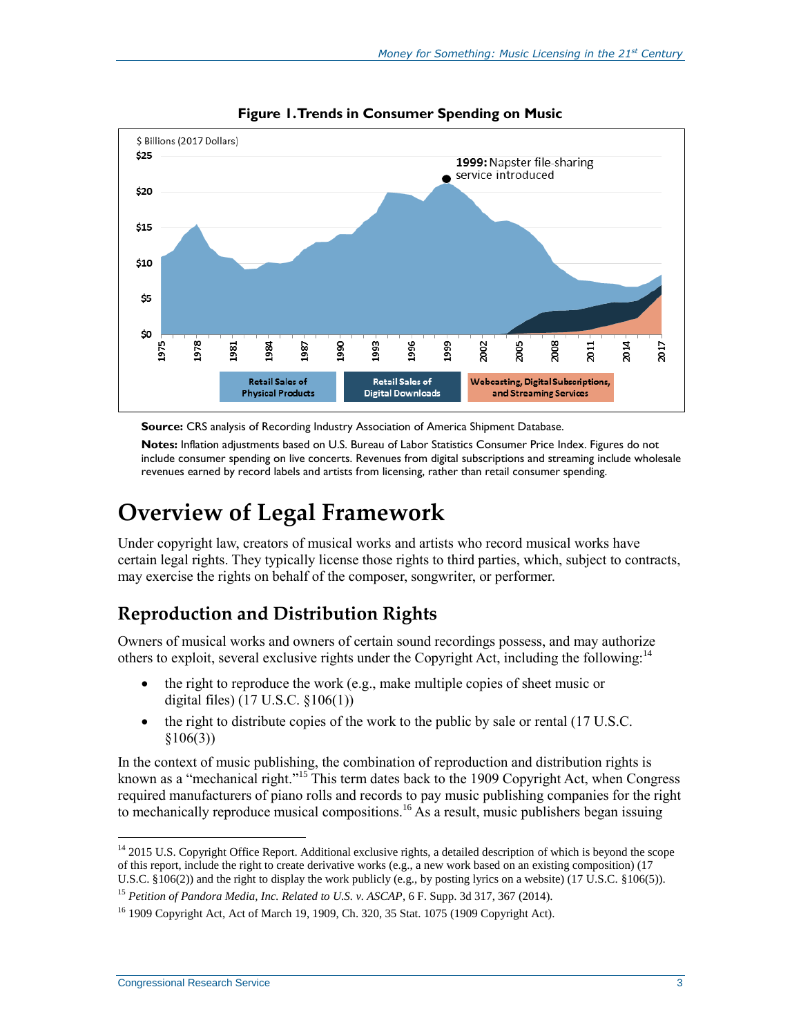**Figure 1. Trends in Consumer Spending on Music**

**Source:** CRS analysis of Recording Industry Association of America Shipment Database.

**Notes:** Inflation adjustments based on U.S. Bureau of Labor Statistics Consumer Price Index. Figures do not include consumer spending on live concerts. Revenues from digital subscriptions and streaming include wholesale revenues earned by record labels and artists from licensing, rather than retail consumer spending.

# Overview of Legal Framework

Under copyright law, creators of musical works and artists who record musical works have certain legal rights. They typically license those rights to third parties, which, subject to contracts, may exercise the rights on behalf of the composer, songwriter, or performer.

## Reproduction and Distribution Rights

Owners of musical works and owners of certain sound recordings possess, and may authorize others to exploit, several exclusive rights under the Copyright Act, including the following:[14]

- the right to reproduce the work (e.g., make multiple copies of sheet music or digital files) (17 U.S.C. §106(1))
- the right to distribute copies of the work to the public by sale or rental (17 U.S.C. §106(3))

In the context of music publishing, the combination of reproduction and distribution rights is known as a "mechanical right."[15] This term dates back to the 1909 Copyright Act, when Congress required manufacturers of piano rolls and records to pay music publishing companies for the right to mechanically reproduce musical compositions.[16] As a result, music publishers began issuing

[14] 2015 U.S. Copyright Office Report. Additional exclusive rights, a detailed description of which is beyond the scope of this report, include the right to create derivative works (e.g., a new work based on an existing composition) (17 U.S.C. §106(2)) and the right to display the work publicly (e.g., by posting lyrics on a website) (17 U.S.C. §106(5)).

[15] *Petition of Pandora Media, Inc. Related to U.S. v. ASCAP*, 6 F. Supp. 3d 317, 367 (2014).

[16] 1909 Copyright Act, Act of March 19, 1909, Ch. 320, 35 Stat. 1075 (1909 Copyright Act).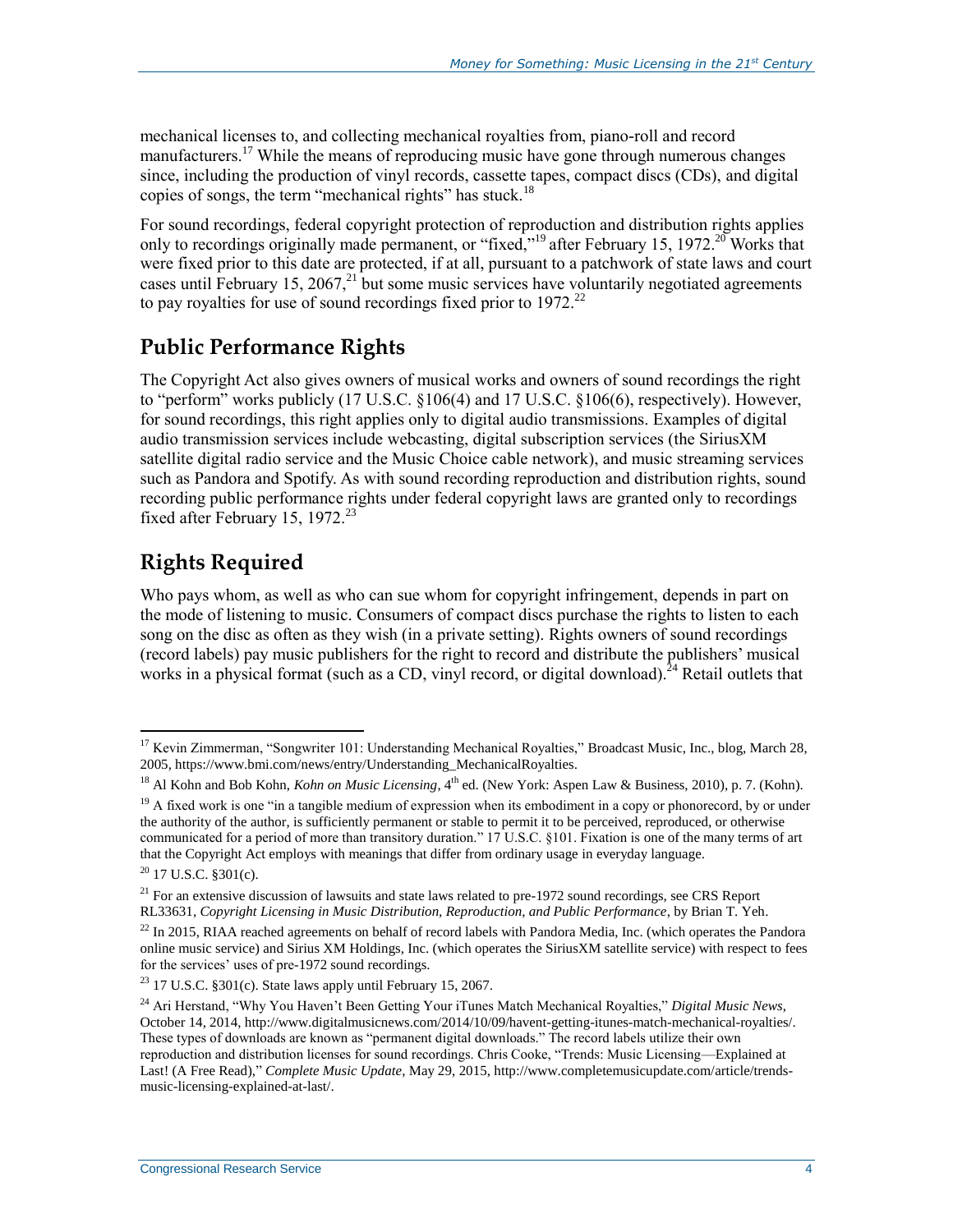mechanical licenses to, and collecting mechanical royalties from, piano-roll and record manufacturers.[17] While the means of reproducing music have gone through numerous changes since, including the production of vinyl records, cassette tapes, compact discs (CDs), and digital copies of songs, the term "mechanical rights" has stuck.[18]

For sound recordings, federal copyright protection of reproduction and distribution rights applies only to recordings originally made permanent, or "fixed,"[19] after February 15, 1972.[20] Works that were fixed prior to this date are protected, if at all, pursuant to a patchwork of state laws and court cases until February 15, 2067,[21] but some music services have voluntarily negotiated agreements to pay royalties for use of sound recordings fixed prior to 1972.[22]

## Public Performance Rights

The Copyright Act also gives owners of musical works and owners of sound recordings the right to "perform" works publicly (17 U.S.C. §106(4) and 17 U.S.C. §106(6), respectively). However, for sound recordings, this right applies only to digital audio transmissions. Examples of digital audio transmission services include webcasting, digital subscription services (the SiriusXM satellite digital radio service and the Music Choice cable network), and music streaming services such as Pandora and Spotify. As with sound recording reproduction and distribution rights, sound recording public performance rights under federal copyright laws are granted only to recordings fixed after February 15, 1972.[23]

## Rights Required

Who pays whom, as well as who can sue whom for copyright infringement, depends in part on the mode of listening to music. Consumers of compact discs purchase the rights to listen to each song on the disc as often as they wish (in a private setting). Rights owners of sound recordings (record labels) pay music publishers for the right to record and distribute the publishers' musical works in a physical format (such as a CD, vinyl record, or digital download).[24] Retail outlets that

---

[17] Kevin Zimmerman, "Songwriter 101: Understanding Mechanical Royalties," Broadcast Music, Inc., blog, March 28, 2005, https://www.bmi.com/news/entry/Understanding_MechanicalRoyalties.

[18] Al Kohn and Bob Kohn, *Kohn on Music Licensing*, 4th ed. (New York: Aspen Law & Business, 2010), p. 7. (Kohn).

[19] A fixed work is one "in a tangible medium of expression when its embodiment in a copy or phonorecord, by or under the authority of the author, is sufficiently permanent or stable to permit it to be perceived, reproduced, or otherwise communicated for a period of more than transitory duration." 17 U.S.C. §101. Fixation is one of the many terms of art that the Copyright Act employs with meanings that differ from ordinary usage in everyday language.

[20] 17 U.S.C. §301(c).

[21] For an extensive discussion of lawsuits and state laws related to pre-1972 sound recordings, see CRS Report RL33631, *Copyright Licensing in Music Distribution, Reproduction, and Public Performance*, by Brian T. Yeh.

[22] In 2015, RIAA reached agreements on behalf of record labels with Pandora Media, Inc. (which operates the Pandora online music service) and Sirius XM Holdings, Inc. (which operates the SiriusXM satellite service) with respect to fees for the services' uses of pre-1972 sound recordings.

[23] 17 U.S.C. §301(c). State laws apply until February 15, 2067.

[24] Ari Herstand, "Why You Haven't Been Getting Your iTunes Match Mechanical Royalties," *Digital Music News*, October 14, 2014, http://www.digitalmusicnews.com/2014/10/09/havent-getting-itunes-match-mechanical-royalties/. These types of downloads are known as "permanent digital downloads." The record labels utilize their own reproduction and distribution licenses for sound recordings. Chris Cooke, "Trends: Music Licensing—Explained at Last! (A Free Read)," *Complete Music Update*, May 29, 2015, http://www.completemusicupdate.com/article/trends-music-licensing-explained-at-last/.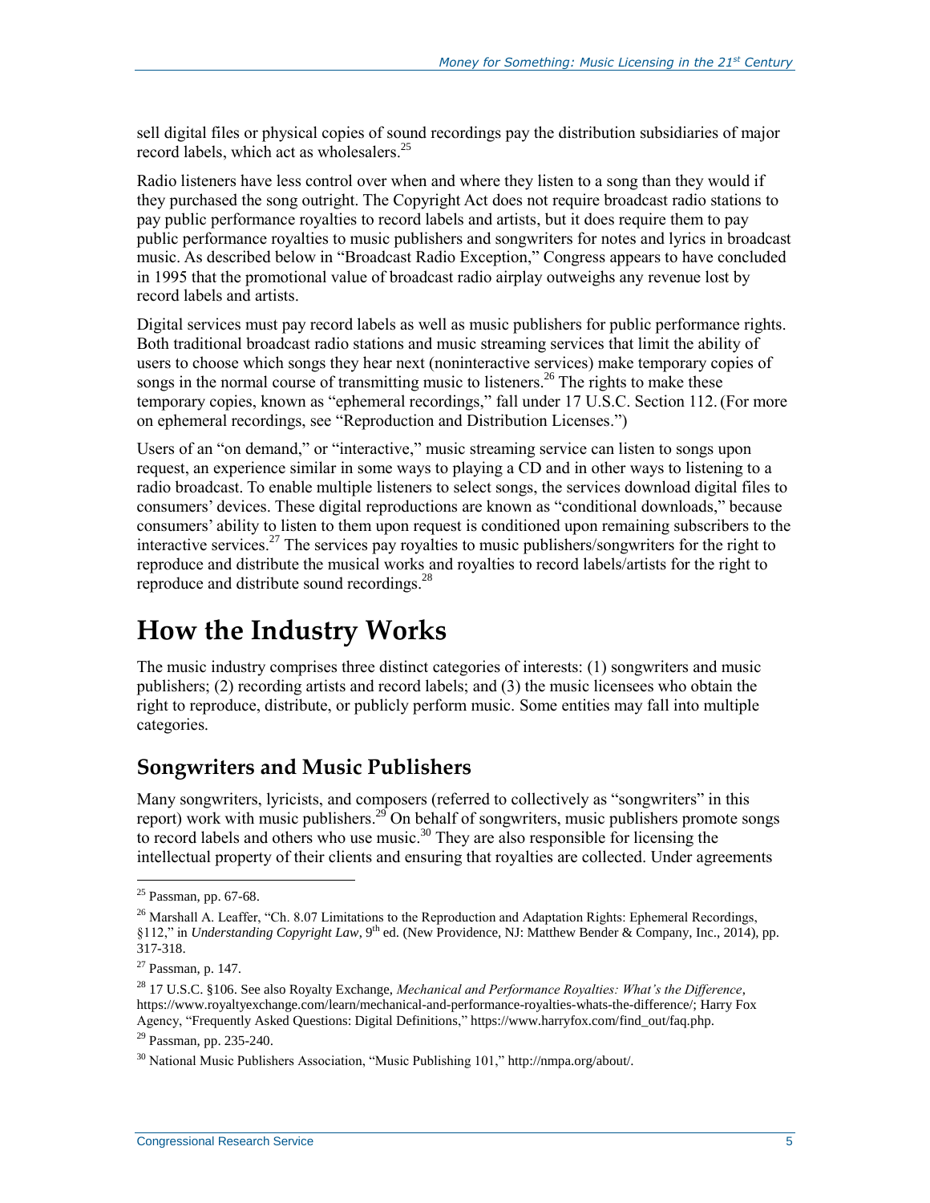sell digital files or physical copies of sound recordings pay the distribution subsidiaries of major record labels, which act as wholesalers.[25]

Radio listeners have less control over when and where they listen to a song than they would if they purchased the song outright. The Copyright Act does not require broadcast radio stations to pay public performance royalties to record labels and artists, but it does require them to pay public performance royalties to music publishers and songwriters for notes and lyrics in broadcast music. As described below in "Broadcast Radio Exception," Congress appears to have concluded in 1995 that the promotional value of broadcast radio airplay outweighs any revenue lost by record labels and artists.

Digital services must pay record labels as well as music publishers for public performance rights. Both traditional broadcast radio stations and music streaming services that limit the ability of users to choose which songs they hear next (noninteractive services) make temporary copies of songs in the normal course of transmitting music to listeners.[26] The rights to make these temporary copies, known as "ephemeral recordings," fall under 17 U.S.C. Section 112. (For more on ephemeral recordings, see "Reproduction and Distribution Licenses.")

Users of an "on demand," or "interactive," music streaming service can listen to songs upon request, an experience similar in some ways to playing a CD and in other ways to listening to a radio broadcast. To enable multiple listeners to select songs, the services download digital files to consumers' devices. These digital reproductions are known as "conditional downloads," because consumers' ability to listen to them upon request is conditioned upon remaining subscribers to the interactive services.[27] The services pay royalties to music publishers/songwriters for the right to reproduce and distribute the musical works and royalties to record labels/artists for the right to reproduce and distribute sound recordings.[28]

# How the Industry Works

The music industry comprises three distinct categories of interests: (1) songwriters and music publishers; (2) recording artists and record labels; and (3) the music licensees who obtain the right to reproduce, distribute, or publicly perform music. Some entities may fall into multiple categories.

## Songwriters and Music Publishers

Many songwriters, lyricists, and composers (referred to collectively as "songwriters" in this report) work with music publishers.[29] On behalf of songwriters, music publishers promote songs to record labels and others who use music.[30] They are also responsible for licensing the intellectual property of their clients and ensuring that royalties are collected. Under agreements

---

[25] Passman, pp. 67-68.

[26] Marshall A. Leaffer, "Ch. 8.07 Limitations to the Reproduction and Adaptation Rights: Ephemeral Recordings, §112," in *Understanding Copyright Law*, 9th ed. (New Providence, NJ: Matthew Bender & Company, Inc., 2014), pp. 317-318.

[27] Passman, p. 147.

[28] 17 U.S.C. §106. See also Royalty Exchange, *Mechanical and Performance Royalties: What's the Difference*, https://www.royaltyexchange.com/learn/mechanical-and-performance-royalties-whats-the-difference/; Harry Fox Agency, "Frequently Asked Questions: Digital Definitions," https://www.harryfox.com/find_out/faq.php.

[29] Passman, pp. 235-240.

[30] National Music Publishers Association, "Music Publishing 101," http://nmpa.org/about/.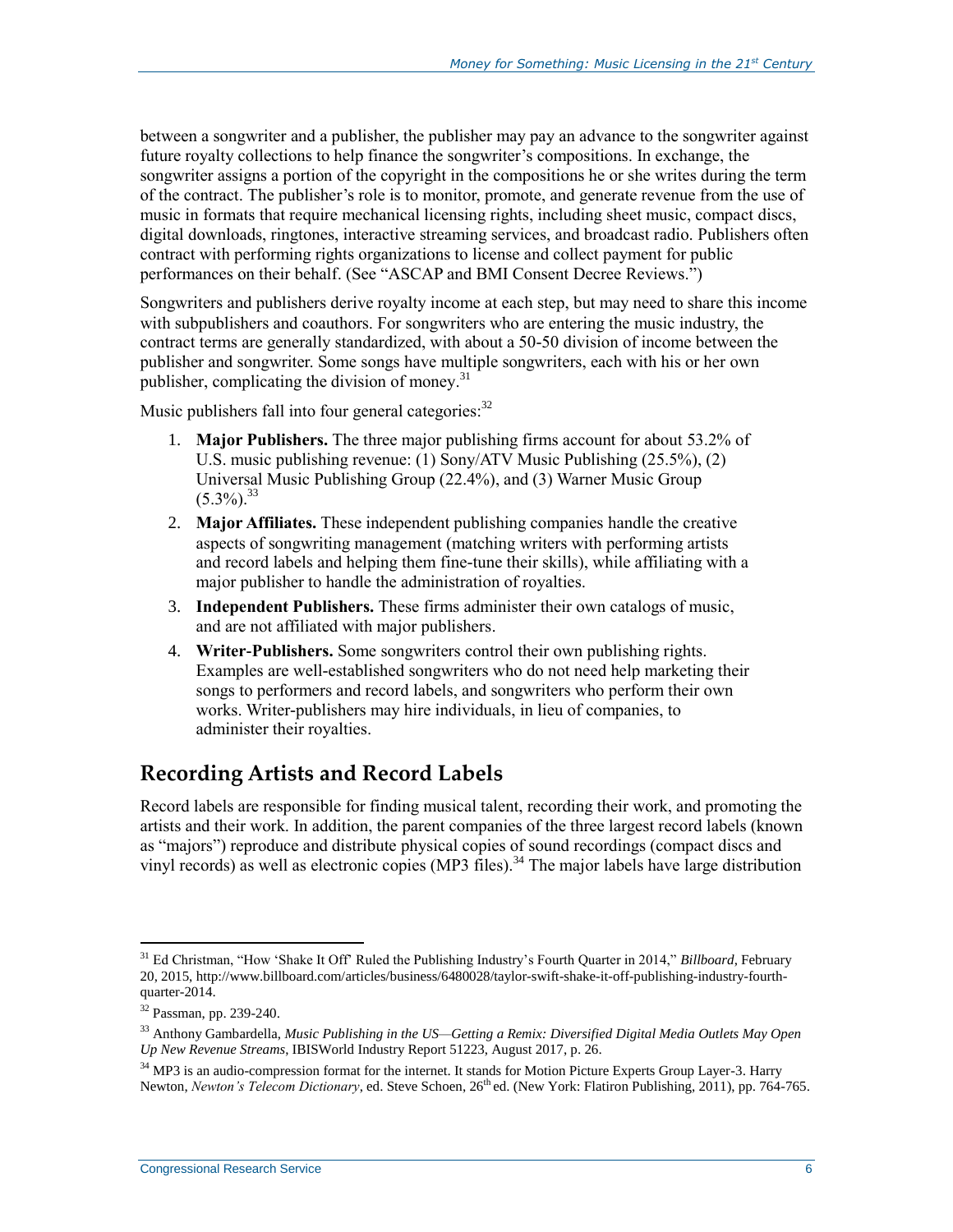between a songwriter and a publisher, the publisher may pay an advance to the songwriter against future royalty collections to help finance the songwriter's compositions. In exchange, the songwriter assigns a portion of the copyright in the compositions he or she writes during the term of the contract. The publisher's role is to monitor, promote, and generate revenue from the use of music in formats that require mechanical licensing rights, including sheet music, compact discs, digital downloads, ringtones, interactive streaming services, and broadcast radio. Publishers often contract with performing rights organizations to license and collect payment for public performances on their behalf. (See "ASCAP and BMI Consent Decree Reviews.")

Songwriters and publishers derive royalty income at each step, but may need to share this income with subpublishers and coauthors. For songwriters who are entering the music industry, the contract terms are generally standardized, with about a 50-50 division of income between the publisher and songwriter. Some songs have multiple songwriters, each with his or her own publisher, complicating the division of money.[31]

Music publishers fall into four general categories:[32]

1. **Major Publishers.** The three major publishing firms account for about 53.2% of U.S. music publishing revenue: (1) Sony/ATV Music Publishing (25.5%), (2) Universal Music Publishing Group (22.4%), and (3) Warner Music Group (5.3%).[33]
2. **Major Affiliates.** These independent publishing companies handle the creative aspects of songwriting management (matching writers with performing artists and record labels and helping them fine-tune their skills), while affiliating with a major publisher to handle the administration of royalties.
3. **Independent Publishers.** These firms administer their own catalogs of music, and are not affiliated with major publishers.
4. **Writer-Publishers.** Some songwriters control their own publishing rights. Examples are well-established songwriters who do not need help marketing their songs to performers and record labels, and songwriters who perform their own works. Writer-publishers may hire individuals, in lieu of companies, to administer their royalties.

## Recording Artists and Record Labels

Record labels are responsible for finding musical talent, recording their work, and promoting the artists and their work. In addition, the parent companies of the three largest record labels (known as "majors") reproduce and distribute physical copies of sound recordings (compact discs and vinyl records) as well as electronic copies (MP3 files).[34] The major labels have large distribution

---

[31] Ed Christman, "How 'Shake It Off' Ruled the Publishing Industry's Fourth Quarter in 2014," *Billboard*, February 20, 2015, http://www.billboard.com/articles/business/6480028/taylor-swift-shake-it-off-publishing-industry-fourth-quarter-2014.

[32] Passman, pp. 239-240.

[33] Anthony Gambardella, *Music Publishing in the US—Getting a Remix: Diversified Digital Media Outlets May Open Up New Revenue Streams*, IBISWorld Industry Report 51223, August 2017, p. 26.

[34] MP3 is an audio-compression format for the internet. It stands for Motion Picture Experts Group Layer-3. Harry Newton, *Newton's Telecom Dictionary*, ed. Steve Schoen, 26th ed. (New York: Flatiron Publishing, 2011), pp. 764-765.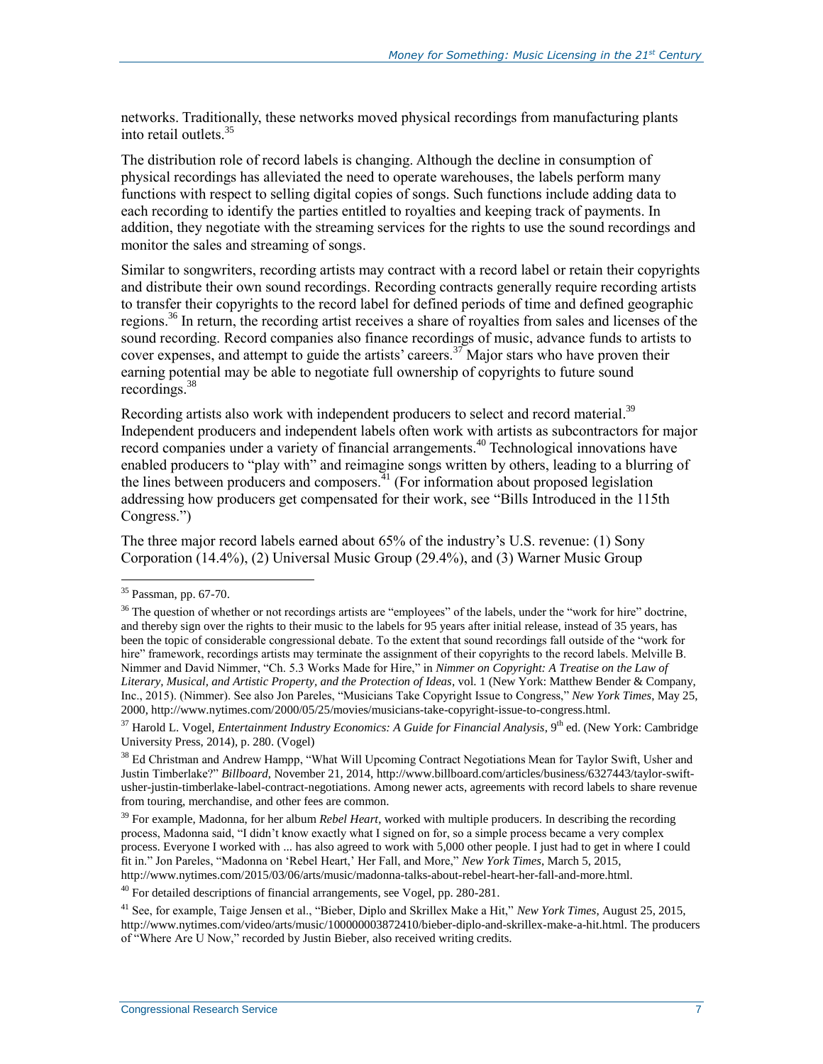networks. Traditionally, these networks moved physical recordings from manufacturing plants into retail outlets.[35]

The distribution role of record labels is changing. Although the decline in consumption of physical recordings has alleviated the need to operate warehouses, the labels perform many functions with respect to selling digital copies of songs. Such functions include adding data to each recording to identify the parties entitled to royalties and keeping track of payments. In addition, they negotiate with the streaming services for the rights to use the sound recordings and monitor the sales and streaming of songs.

Similar to songwriters, recording artists may contract with a record label or retain their copyrights and distribute their own sound recordings. Recording contracts generally require recording artists to transfer their copyrights to the record label for defined periods of time and defined geographic regions.[36] In return, the recording artist receives a share of royalties from sales and licenses of the sound recording. Record companies also finance recordings of music, advance funds to artists to cover expenses, and attempt to guide the artists' careers.[37] Major stars who have proven their earning potential may be able to negotiate full ownership of copyrights to future sound recordings.[38]

Recording artists also work with independent producers to select and record material.[39] Independent producers and independent labels often work with artists as subcontractors for major record companies under a variety of financial arrangements.[40] Technological innovations have enabled producers to "play with" and reimagine songs written by others, leading to a blurring of the lines between producers and composers.[41] (For information about proposed legislation addressing how producers get compensated for their work, see "Bills Introduced in the 115th Congress.")

The three major record labels earned about 65% of the industry's U.S. revenue: (1) Sony Corporation (14.4%), (2) Universal Music Group (29.4%), and (3) Warner Music Group

---

[35] Passman, pp. 67-70.

[36] The question of whether or not recordings artists are "employees" of the labels, under the "work for hire" doctrine, and thereby sign over the rights to their music to the labels for 95 years after initial release, instead of 35 years, has been the topic of considerable congressional debate. To the extent that sound recordings fall outside of the "work for hire" framework, recordings artists may terminate the assignment of their copyrights to the record labels. Melville B. Nimmer and David Nimmer, "Ch. 5.3 Works Made for Hire," in *Nimmer on Copyright: A Treatise on the Law of Literary, Musical, and Artistic Property, and the Protection of Ideas*, vol. 1 (New York: Matthew Bender & Company, Inc., 2015). (Nimmer). See also Jon Pareles, "Musicians Take Copyright Issue to Congress," *New York Times*, May 25, 2000, http://www.nytimes.com/2000/05/25/movies/musicians-take-copyright-issue-to-congress.html.

[37] Harold L. Vogel, *Entertainment Industry Economics: A Guide for Financial Analysis*, 9th ed. (New York: Cambridge University Press, 2014), p. 280. (Vogel)

[38] Ed Christman and Andrew Hampp, "What Will Upcoming Contract Negotiations Mean for Taylor Swift, Usher and Justin Timberlake?" *Billboard*, November 21, 2014, http://www.billboard.com/articles/business/6327443/taylor-swift-usher-justin-timberlake-label-contract-negotiations. Among newer acts, agreements with record labels to share revenue from touring, merchandise, and other fees are common.

[39] For example, Madonna, for her album *Rebel Heart*, worked with multiple producers. In describing the recording process, Madonna said, "I didn't know exactly what I signed on for, so a simple process became a very complex process. Everyone I worked with ... has also agreed to work with 5,000 other people. I just had to get in where I could fit in." Jon Pareles, "Madonna on 'Rebel Heart,' Her Fall, and More," *New York Times*, March 5, 2015, http://www.nytimes.com/2015/03/06/arts/music/madonna-talks-about-rebel-heart-her-fall-and-more.html.

[40] For detailed descriptions of financial arrangements, see Vogel, pp. 280-281.

[41] See, for example, Taige Jensen et al., "Bieber, Diplo and Skrillex Make a Hit," *New York Times*, August 25, 2015, http://www.nytimes.com/video/arts/music/100000003872410/bieber-diplo-and-skrillex-make-a-hit.html. The producers of "Where Are U Now," recorded by Justin Bieber, also received writing credits.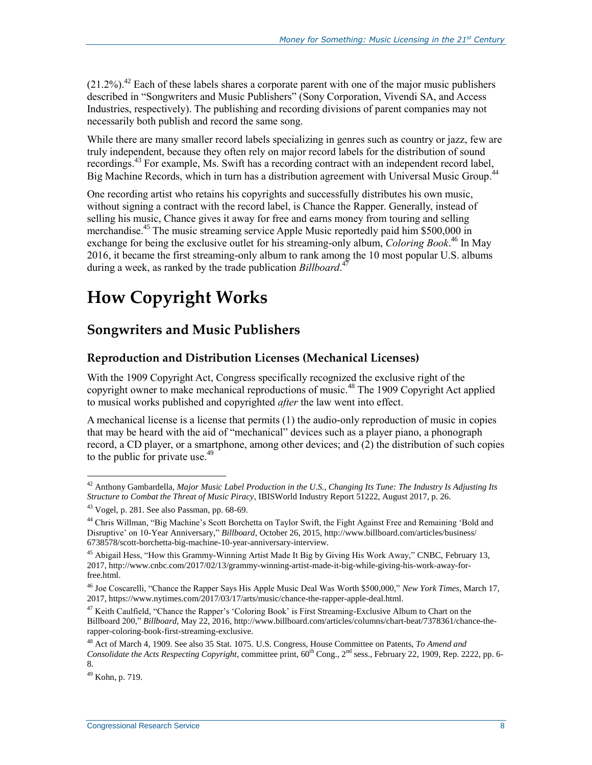(21.2%).[42] Each of these labels shares a corporate parent with one of the major music publishers described in "Songwriters and Music Publishers" (Sony Corporation, Vivendi SA, and Access Industries, respectively). The publishing and recording divisions of parent companies may not necessarily both publish and record the same song.

While there are many smaller record labels specializing in genres such as country or jazz, few are truly independent, because they often rely on major record labels for the distribution of sound recordings.[43] For example, Ms. Swift has a recording contract with an independent record label, Big Machine Records, which in turn has a distribution agreement with Universal Music Group.[44]

One recording artist who retains his copyrights and successfully distributes his own music, without signing a contract with the record label, is Chance the Rapper. Generally, instead of selling his music, Chance gives it away for free and earns money from touring and selling merchandise.[45] The music streaming service Apple Music reportedly paid him $500,000 in exchange for being the exclusive outlet for his streaming-only album, *Coloring Book*.[46] In May 2016, it became the first streaming-only album to rank among the 10 most popular U.S. albums during a week, as ranked by the trade publication *Billboard*.[47]

# How Copyright Works

## Songwriters and Music Publishers

### Reproduction and Distribution Licenses (Mechanical Licenses)

With the 1909 Copyright Act, Congress specifically recognized the exclusive right of the copyright owner to make mechanical reproductions of music.[48] The 1909 Copyright Act applied to musical works published and copyrighted *after* the law went into effect.

A mechanical license is a license that permits (1) the audio-only reproduction of music in copies that may be heard with the aid of "mechanical" devices such as a player piano, a phonograph record, a CD player, or a smartphone, among other devices; and (2) the distribution of such copies to the public for private use.[49]

---

[42] Anthony Gambardella, *Major Music Label Production in the U.S., Changing Its Tune: The Industry Is Adjusting Its Structure to Combat the Threat of Music Piracy*, IBISWorld Industry Report 51222, August 2017, p. 26.

[43] Vogel, p. 281. See also Passman, pp. 68-69.

[44] Chris Willman, "Big Machine's Scott Borchetta on Taylor Swift, the Fight Against Free and Remaining 'Bold and Disruptive' on 10-Year Anniversary," *Billboard*, October 26, 2015, http://www.billboard.com/articles/business/6738578/scott-borchetta-big-machine-10-year-anniversary-interview.

[45] Abigail Hess, "How this Grammy-Winning Artist Made It Big by Giving His Work Away," CNBC, February 13, 2017, http://www.cnbc.com/2017/02/13/grammy-winning-artist-made-it-big-while-giving-his-work-away-for-free.html.

[46] Joe Coscarelli, "Chance the Rapper Says His Apple Music Deal Was Worth $500,000," *New York Times*, March 17, 2017, https://www.nytimes.com/2017/03/17/arts/music/chance-the-rapper-apple-deal.html.

[47] Keith Caulfield, "Chance the Rapper's 'Coloring Book' is First Streaming-Exclusive Album to Chart on the Billboard 200," *Billboard*, May 22, 2016, http://www.billboard.com/articles/columns/chart-beat/7378361/chance-the-rapper-coloring-book-first-streaming-exclusive.

[48] Act of March 4, 1909. See also 35 Stat. 1075. U.S. Congress, House Committee on Patents, *To Amend and Consolidate the Acts Respecting Copyright*, committee print, 60th Cong., 2nd sess., February 22, 1909, Rep. 2222, pp. 6-8.

[49] Kohn, p. 719.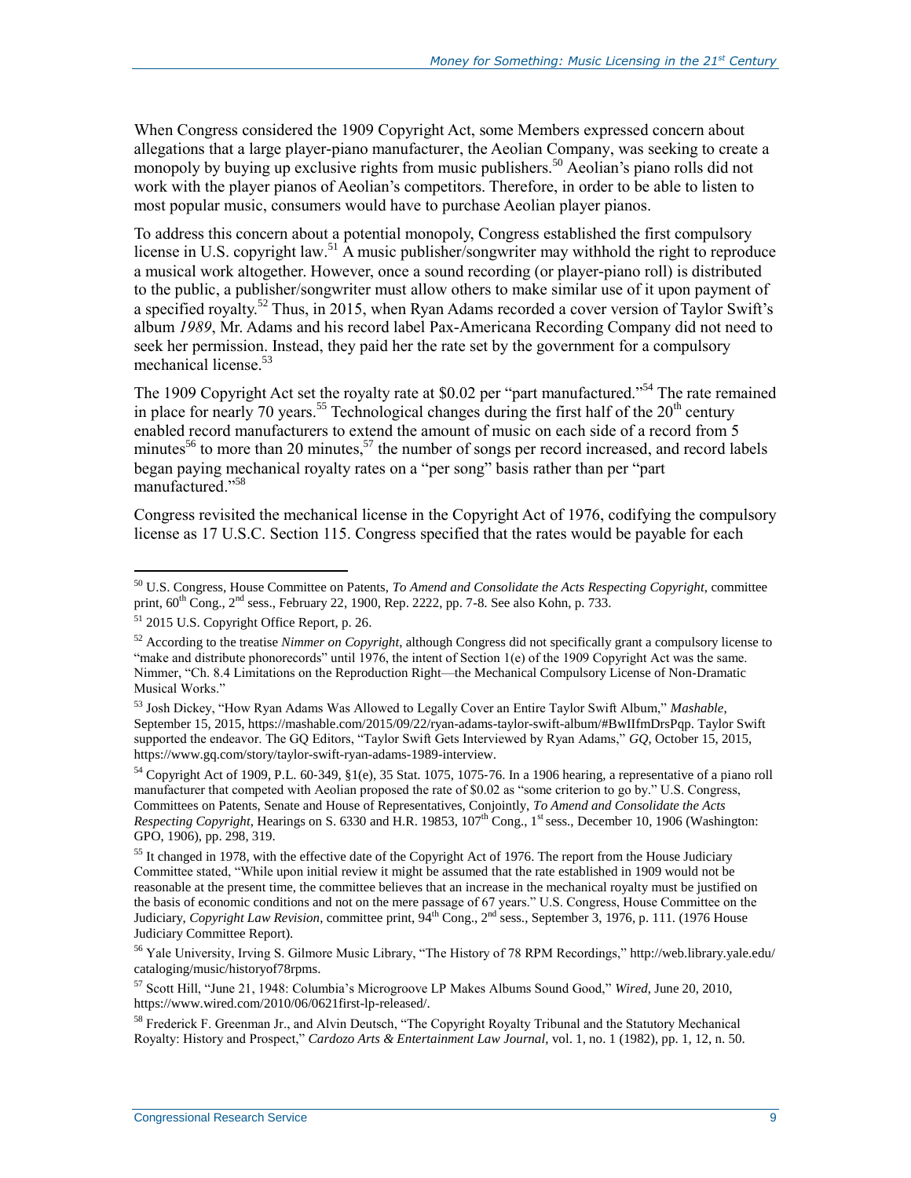When Congress considered the 1909 Copyright Act, some Members expressed concern about allegations that a large player-piano manufacturer, the Aeolian Company, was seeking to create a monopoly by buying up exclusive rights from music publishers.[50] Aeolian's piano rolls did not work with the player pianos of Aeolian's competitors. Therefore, in order to be able to listen to most popular music, consumers would have to purchase Aeolian player pianos.

To address this concern about a potential monopoly, Congress established the first compulsory license in U.S. copyright law.[51] A music publisher/songwriter may withhold the right to reproduce a musical work altogether. However, once a sound recording (or player-piano roll) is distributed to the public, a publisher/songwriter must allow others to make similar use of it upon payment of a specified royalty.[52] Thus, in 2015, when Ryan Adams recorded a cover version of Taylor Swift's album *1989*, Mr. Adams and his record label Pax-Americana Recording Company did not need to seek her permission. Instead, they paid her the rate set by the government for a compulsory mechanical license.[53]

The 1909 Copyright Act set the royalty rate at $0.02 per "part manufactured."[54] The rate remained in place for nearly 70 years.[55] Technological changes during the first half of the 20th century enabled record manufacturers to extend the amount of music on each side of a record from 5 minutes[56] to more than 20 minutes,[57] the number of songs per record increased, and record labels began paying mechanical royalty rates on a "per song" basis rather than per "part manufactured."[58]

Congress revisited the mechanical license in the Copyright Act of 1976, codifying the compulsory license as 17 U.S.C. Section 115. Congress specified that the rates would be payable for each

---

[50] U.S. Congress, House Committee on Patents, *To Amend and Consolidate the Acts Respecting Copyright*, committee print, 60th Cong., 2nd sess., February 22, 1900, Rep. 2222, pp. 7-8. See also Kohn, p. 733.

[51] 2015 U.S. Copyright Office Report, p. 26.

[52] According to the treatise *Nimmer on Copyright*, although Congress did not specifically grant a compulsory license to "make and distribute phonorecords" until 1976, the intent of Section 1(e) of the 1909 Copyright Act was the same. Nimmer, "Ch. 8.4 Limitations on the Reproduction Right—the Mechanical Compulsory License of Non-Dramatic Musical Works."

[53] Josh Dickey, "How Ryan Adams Was Allowed to Legally Cover an Entire Taylor Swift Album," *Mashable*, September 15, 2015, https://mashable.com/2015/09/22/ryan-adams-taylor-swift-album/#BwIIfmDrsPqp. Taylor Swift supported the endeavor. The GQ Editors, "Taylor Swift Gets Interviewed by Ryan Adams," *GQ*, October 15, 2015, https://www.gq.com/story/taylor-swift-ryan-adams-1989-interview.

[54] Copyright Act of 1909, P.L. 60-349, §1(e), 35 Stat. 1075, 1075-76. In a 1906 hearing, a representative of a piano roll manufacturer that competed with Aeolian proposed the rate of $0.02 as "some criterion to go by." U.S. Congress, Committees on Patents, Senate and House of Representatives, Conjointly, *To Amend and Consolidate the Acts Respecting Copyright*, Hearings on S. 6330 and H.R. 19853, 107th Cong., 1st sess., December 10, 1906 (Washington: GPO, 1906), pp. 298, 319.

[55] It changed in 1978, with the effective date of the Copyright Act of 1976. The report from the House Judiciary Committee stated, "While upon initial review it might be assumed that the rate established in 1909 would not be reasonable at the present time, the committee believes that an increase in the mechanical royalty must be justified on the basis of economic conditions and not on the mere passage of 67 years." U.S. Congress, House Committee on the Judiciary, *Copyright Law Revision*, committee print, 94th Cong., 2nd sess., September 3, 1976, p. 111. (1976 House Judiciary Committee Report).

[56] Yale University, Irving S. Gilmore Music Library, "The History of 78 RPM Recordings," http://web.library.yale.edu/cataloging/music/historyof78rpms.

[57] Scott Hill, "June 21, 1948: Columbia's Microgroove LP Makes Albums Sound Good," *Wired*, June 20, 2010, https://www.wired.com/2010/06/0621first-lp-released/.

[58] Frederick F. Greenman Jr., and Alvin Deutsch, "The Copyright Royalty Tribunal and the Statutory Mechanical Royalty: History and Prospect," *Cardozo Arts & Entertainment Law Journal*, vol. 1, no. 1 (1982), pp. 1, 12, n. 50.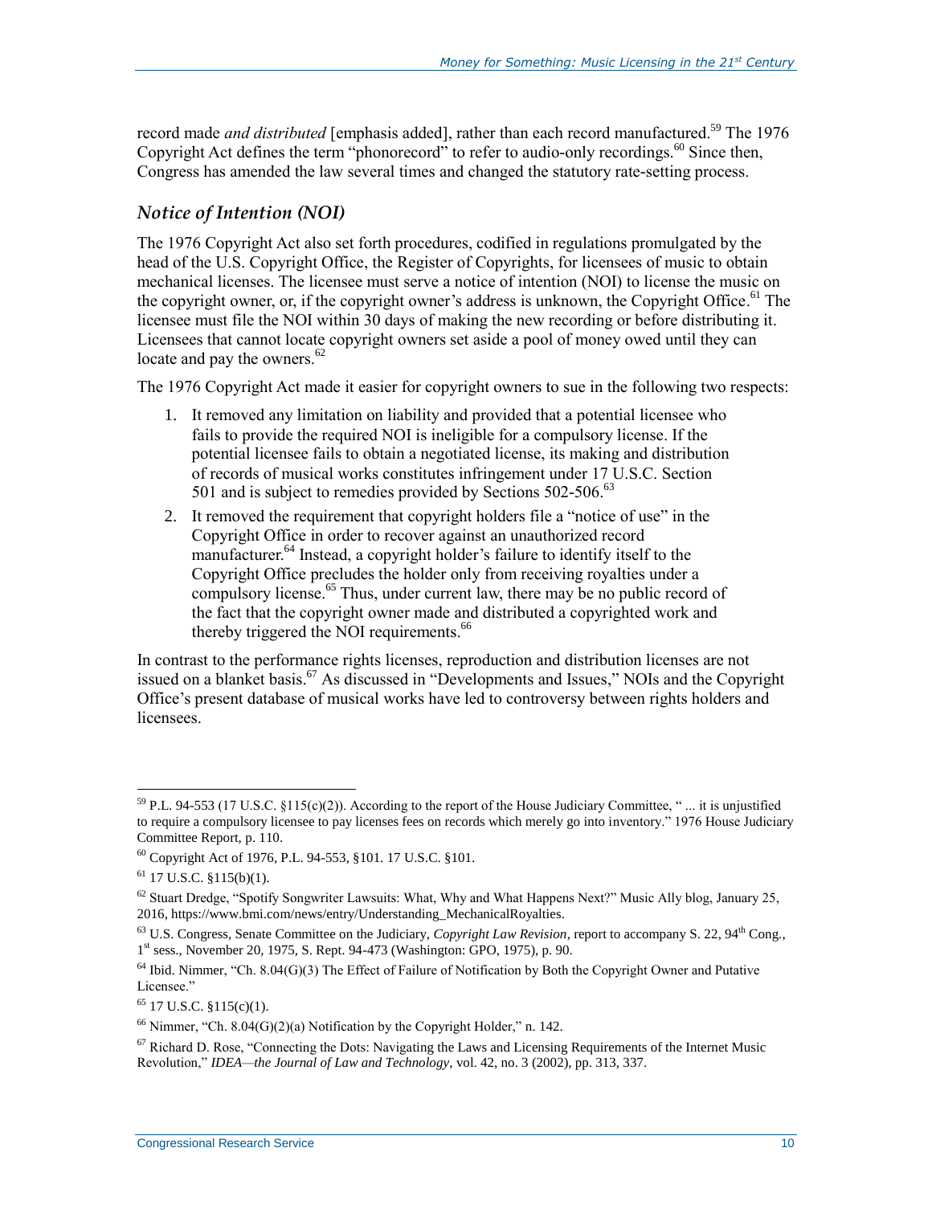record made *and distributed* [emphasis added], rather than each record manufactured.[59] The 1976 Copyright Act defines the term "phonorecord" to refer to audio-only recordings.[60] Since then, Congress has amended the law several times and changed the statutory rate-setting process.

### *Notice of Intention (NOI)*

The 1976 Copyright Act also set forth procedures, codified in regulations promulgated by the head of the U.S. Copyright Office, the Register of Copyrights, for licensees of music to obtain mechanical licenses. The licensee must serve a notice of intention (NOI) to license the music on the copyright owner, or, if the copyright owner's address is unknown, the Copyright Office.[61] The licensee must file the NOI within 30 days of making the new recording or before distributing it. Licensees that cannot locate copyright owners set aside a pool of money owed until they can locate and pay the owners.[62]

The 1976 Copyright Act made it easier for copyright owners to sue in the following two respects:

1. It removed any limitation on liability and provided that a potential licensee who fails to provide the required NOI is ineligible for a compulsory license. If the potential licensee fails to obtain a negotiated license, its making and distribution of records of musical works constitutes infringement under 17 U.S.C. Section 501 and is subject to remedies provided by Sections 502-506.[63]
2. It removed the requirement that copyright holders file a "notice of use" in the Copyright Office in order to recover against an unauthorized record manufacturer.[64] Instead, a copyright holder's failure to identify itself to the Copyright Office precludes the holder only from receiving royalties under a compulsory license.[65] Thus, under current law, there may be no public record of the fact that the copyright owner made and distributed a copyrighted work and thereby triggered the NOI requirements.[66]

In contrast to the performance rights licenses, reproduction and distribution licenses are not issued on a blanket basis.[67] As discussed in "Developments and Issues," NOIs and the Copyright Office's present database of musical works have led to controversy between rights holders and licensees.

---

[59] P.L. 94-553 (17 U.S.C. §115(c)(2)). According to the report of the House Judiciary Committee, " ... it is unjustified to require a compulsory licensee to pay licenses fees on records which merely go into inventory." 1976 House Judiciary Committee Report, p. 110.

[60] Copyright Act of 1976, P.L. 94-553, §101. 17 U.S.C. §101.

[61] 17 U.S.C. §115(b)(1).

[62] Stuart Dredge, "Spotify Songwriter Lawsuits: What, Why and What Happens Next?" Music Ally blog, January 25, 2016, https://www.bmi.com/news/entry/Understanding_MechanicalRoyalties.

[63] U.S. Congress, Senate Committee on the Judiciary, *Copyright Law Revision*, report to accompany S. 22, 94th Cong., 1st sess., November 20, 1975, S. Rept. 94-473 (Washington: GPO, 1975), p. 90.

[64] Ibid. Nimmer, "Ch. 8.04(G)(3) The Effect of Failure of Notification by Both the Copyright Owner and Putative Licensee."

[65] 17 U.S.C. §115(c)(1).

[66] Nimmer, "Ch. 8.04(G)(2)(a) Notification by the Copyright Holder," n. 142.

[67] Richard D. Rose, "Connecting the Dots: Navigating the Laws and Licensing Requirements of the Internet Music Revolution," *IDEA—the Journal of Law and Technology*, vol. 42, no. 3 (2002), pp. 313, 337.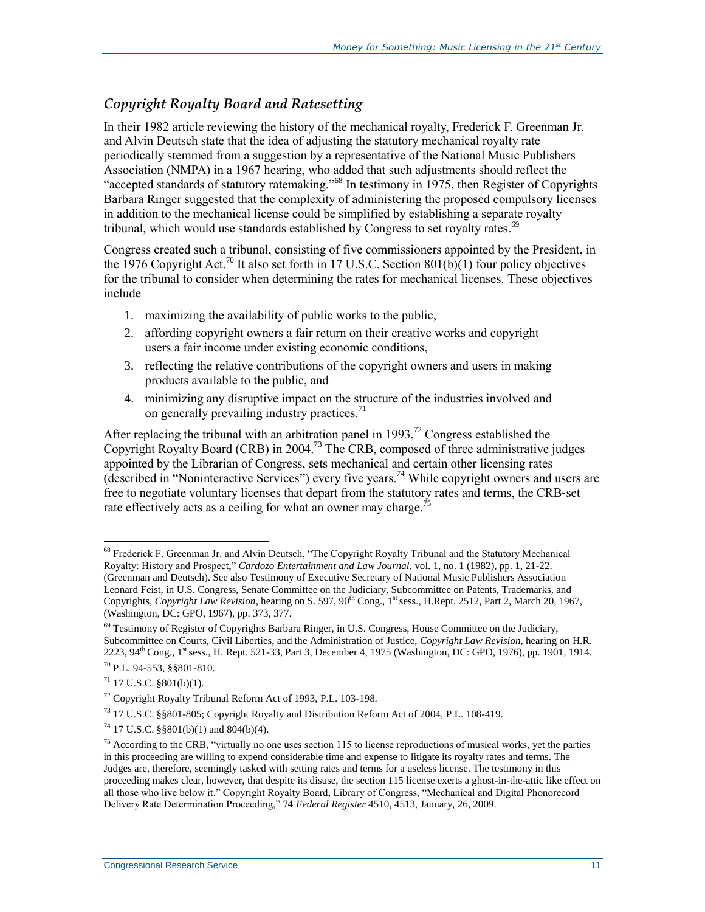### *Copyright Royalty Board and Ratesetting*

In their 1982 article reviewing the history of the mechanical royalty, Frederick F. Greenman Jr. and Alvin Deutsch state that the idea of adjusting the statutory mechanical royalty rate periodically stemmed from a suggestion by a representative of the National Music Publishers Association (NMPA) in a 1967 hearing, who added that such adjustments should reflect the "accepted standards of statutory ratemaking."[68] In testimony in 1975, then Register of Copyrights Barbara Ringer suggested that the complexity of administering the proposed compulsory licenses in addition to the mechanical license could be simplified by establishing a separate royalty tribunal, which would use standards established by Congress to set royalty rates.[69]

Congress created such a tribunal, consisting of five commissioners appointed by the President, in the 1976 Copyright Act.[70] It also set forth in 17 U.S.C. Section 801(b)(1) four policy objectives for the tribunal to consider when determining the rates for mechanical licenses. These objectives include

1. maximizing the availability of public works to the public,
2. affording copyright owners a fair return on their creative works and copyright users a fair income under existing economic conditions,
3. reflecting the relative contributions of the copyright owners and users in making products available to the public, and
4. minimizing any disruptive impact on the structure of the industries involved and on generally prevailing industry practices.[71]

After replacing the tribunal with an arbitration panel in 1993,[72] Congress established the Copyright Royalty Board (CRB) in 2004.[73] The CRB, composed of three administrative judges appointed by the Librarian of Congress, sets mechanical and certain other licensing rates (described in "Noninteractive Services") every five years.[74] While copyright owners and users are free to negotiate voluntary licenses that depart from the statutory rates and terms, the CRB-set rate effectively acts as a ceiling for what an owner may charge.[75]

---

[68] Frederick F. Greenman Jr. and Alvin Deutsch, "The Copyright Royalty Tribunal and the Statutory Mechanical Royalty: History and Prospect," *Cardozo Entertainment and Law Journal*, vol. 1, no. 1 (1982), pp. 1, 21-22. (Greenman and Deutsch). See also Testimony of Executive Secretary of National Music Publishers Association Leonard Feist, in U.S. Congress, Senate Committee on the Judiciary, Subcommittee on Patents, Trademarks, and Copyrights, *Copyright Law Revision*, hearing on S. 597, 90th Cong., 1st sess., H.Rept. 2512, Part 2, March 20, 1967, (Washington, DC: GPO, 1967), pp. 373, 377.

[69] Testimony of Register of Copyrights Barbara Ringer, in U.S. Congress, House Committee on the Judiciary, Subcommittee on Courts, Civil Liberties, and the Administration of Justice, *Copyright Law Revision*, hearing on H.R. 2223, 94th Cong., 1st sess., H. Rept. 521-33, Part 3, December 4, 1975 (Washington, DC: GPO, 1976), pp. 1901, 1914.

[70] P.L. 94-553, §§801-810.

[71] 17 U.S.C. §801(b)(1).

[72] Copyright Royalty Tribunal Reform Act of 1993, P.L. 103-198.

[73] 17 U.S.C. §§801-805; Copyright Royalty and Distribution Reform Act of 2004, P.L. 108-419.

[74] 17 U.S.C. §§801(b)(1) and 804(b)(4).

[75] According to the CRB, "virtually no one uses section 115 to license reproductions of musical works, yet the parties in this proceeding are willing to expend considerable time and expense to litigate its royalty rates and terms. The Judges are, therefore, seemingly tasked with setting rates and terms for a useless license. The testimony in this proceeding makes clear, however, that despite its disuse, the section 115 license exerts a ghost-in-the-attic like effect on all those who live below it." Copyright Royalty Board, Library of Congress, "Mechanical and Digital Phonorecord Delivery Rate Determination Proceeding," 74 *Federal Register* 4510, 4513, January, 26, 2009.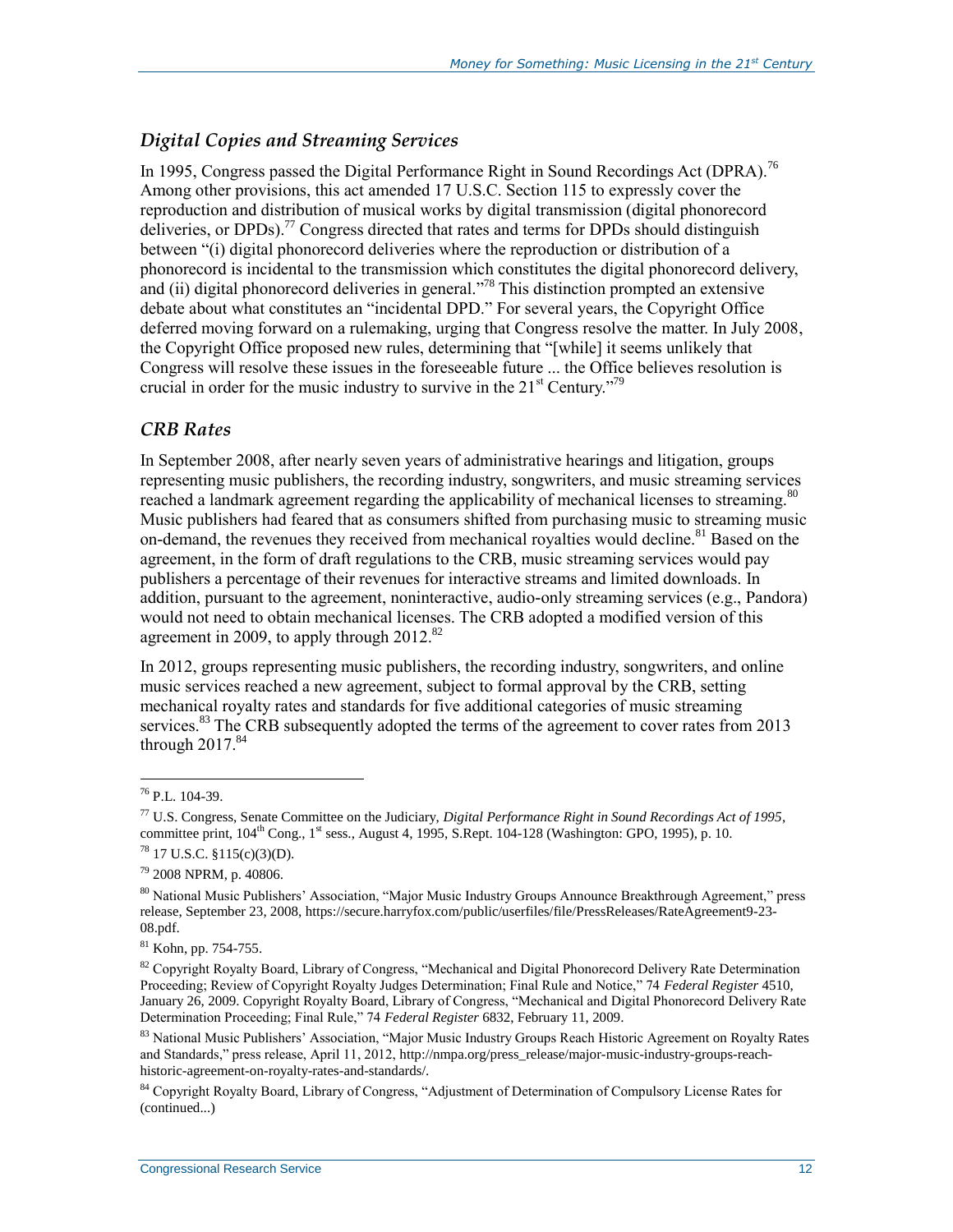### *Digital Copies and Streaming Services*

In 1995, Congress passed the Digital Performance Right in Sound Recordings Act (DPRA).[76] Among other provisions, this act amended 17 U.S.C. Section 115 to expressly cover the reproduction and distribution of musical works by digital transmission (digital phonorecord deliveries, or DPDs).[77] Congress directed that rates and terms for DPDs should distinguish between "(i) digital phonorecord deliveries where the reproduction or distribution of a phonorecord is incidental to the transmission which constitutes the digital phonorecord delivery, and (ii) digital phonorecord deliveries in general."[78] This distinction prompted an extensive debate about what constitutes an "incidental DPD." For several years, the Copyright Office deferred moving forward on a rulemaking, urging that Congress resolve the matter. In July 2008, the Copyright Office proposed new rules, determining that "[while] it seems unlikely that Congress will resolve these issues in the foreseeable future ... the Office believes resolution is crucial in order for the music industry to survive in the 21st Century."[79]

### *CRB Rates*

In September 2008, after nearly seven years of administrative hearings and litigation, groups representing music publishers, the recording industry, songwriters, and music streaming services reached a landmark agreement regarding the applicability of mechanical licenses to streaming.[80] Music publishers had feared that as consumers shifted from purchasing music to streaming music on-demand, the revenues they received from mechanical royalties would decline.[81] Based on the agreement, in the form of draft regulations to the CRB, music streaming services would pay publishers a percentage of their revenues for interactive streams and limited downloads. In addition, pursuant to the agreement, noninteractive, audio-only streaming services (e.g., Pandora) would not need to obtain mechanical licenses. The CRB adopted a modified version of this agreement in 2009, to apply through 2012.[82]

In 2012, groups representing music publishers, the recording industry, songwriters, and online music services reached a new agreement, subject to formal approval by the CRB, setting mechanical royalty rates and standards for five additional categories of music streaming services.[83] The CRB subsequently adopted the terms of the agreement to cover rates from 2013 through 2017.[84]

---

[76] P.L. 104-39.

[77] U.S. Congress, Senate Committee on the Judiciary, *Digital Performance Right in Sound Recordings Act of 1995*, committee print, 104th Cong., 1st sess., August 4, 1995, S.Rept. 104-128 (Washington: GPO, 1995), p. 10.

[78] 17 U.S.C. §115(c)(3)(D).

[79] 2008 NPRM, p. 40806.

[80] National Music Publishers' Association, "Major Music Industry Groups Announce Breakthrough Agreement," press release, September 23, 2008, https://secure.harryfox.com/public/userfiles/file/PressReleases/RateAgreement9-23-08.pdf.

[81] Kohn, pp. 754-755.

[82] Copyright Royalty Board, Library of Congress, "Mechanical and Digital Phonorecord Delivery Rate Determination Proceeding; Review of Copyright Royalty Judges Determination; Final Rule and Notice," 74 *Federal Register* 4510, January 26, 2009. Copyright Royalty Board, Library of Congress, "Mechanical and Digital Phonorecord Delivery Rate Determination Proceeding; Final Rule," 74 *Federal Register* 6832, February 11, 2009.

[83] National Music Publishers' Association, "Major Music Industry Groups Reach Historic Agreement on Royalty Rates and Standards," press release, April 11, 2012, http://nmpa.org/press_release/major-music-industry-groups-reach-historic-agreement-on-royalty-rates-and-standards/.

[84] Copyright Royalty Board, Library of Congress, "Adjustment of Determination of Compulsory License Rates for (continued...)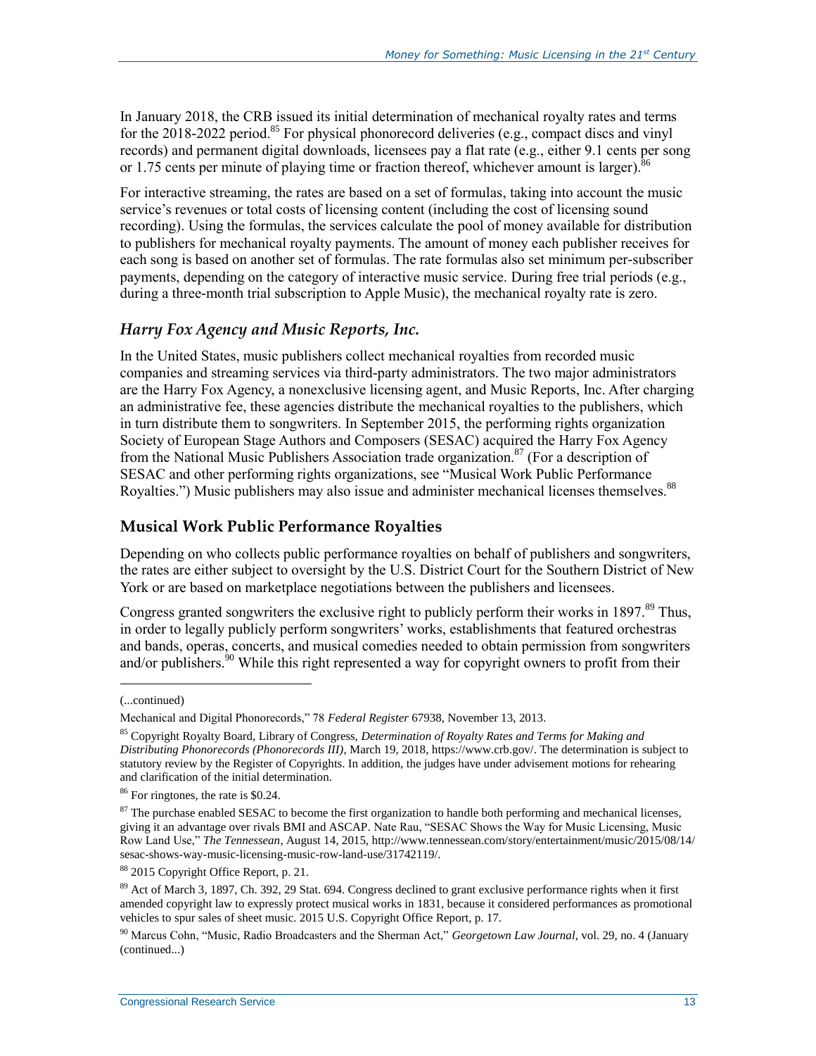In January 2018, the CRB issued its initial determination of mechanical royalty rates and terms for the 2018-2022 period.[85] For physical phonorecord deliveries (e.g., compact discs and vinyl records) and permanent digital downloads, licensees pay a flat rate (e.g., either 9.1 cents per song or 1.75 cents per minute of playing time or fraction thereof, whichever amount is larger).[86]

For interactive streaming, the rates are based on a set of formulas, taking into account the music service's revenues or total costs of licensing content (including the cost of licensing sound recording). Using the formulas, the services calculate the pool of money available for distribution to publishers for mechanical royalty payments. The amount of money each publisher receives for each song is based on another set of formulas. The rate formulas also set minimum per-subscriber payments, depending on the category of interactive music service. During free trial periods (e.g., during a three-month trial subscription to Apple Music), the mechanical royalty rate is zero.

### *Harry Fox Agency and Music Reports, Inc.*

In the United States, music publishers collect mechanical royalties from recorded music companies and streaming services via third-party administrators. The two major administrators are the Harry Fox Agency, a nonexclusive licensing agent, and Music Reports, Inc. After charging an administrative fee, these agencies distribute the mechanical royalties to the publishers, which in turn distribute them to songwriters. In September 2015, the performing rights organization Society of European Stage Authors and Composers (SESAC) acquired the Harry Fox Agency from the National Music Publishers Association trade organization.[87] (For a description of SESAC and other performing rights organizations, see "Musical Work Public Performance Royalties.") Music publishers may also issue and administer mechanical licenses themselves.[88]

## Musical Work Public Performance Royalties

Depending on who collects public performance royalties on behalf of publishers and songwriters, the rates are either subject to oversight by the U.S. District Court for the Southern District of New York or are based on marketplace negotiations between the publishers and licensees.

Congress granted songwriters the exclusive right to publicly perform their works in 1897.[89] Thus, in order to legally publicly perform songwriters' works, establishments that featured orchestras and bands, operas, concerts, and musical comedies needed to obtain permission from songwriters and/or publishers.[90] While this right represented a way for copyright owners to profit from their

---

(...continued)

Mechanical and Digital Phonorecords," 78 *Federal Register* 67938, November 13, 2013.

[85] Copyright Royalty Board, Library of Congress, *Determination of Royalty Rates and Terms for Making and Distributing Phonorecords (Phonorecords III)*, March 19, 2018, https://www.crb.gov/. The determination is subject to statutory review by the Register of Copyrights. In addition, the judges have under advisement motions for rehearing and clarification of the initial determination.

[86] For ringtones, the rate is $0.24.

[87] The purchase enabled SESAC to become the first organization to handle both performing and mechanical licenses, giving it an advantage over rivals BMI and ASCAP. Nate Rau, "SESAC Shows the Way for Music Licensing, Music Row Land Use," *The Tennessean*, August 14, 2015, http://www.tennessean.com/story/entertainment/music/2015/08/14/sesac-shows-way-music-licensing-music-row-land-use/31742119/.

[88] 2015 Copyright Office Report, p. 21.

[89] Act of March 3, 1897, Ch. 392, 29 Stat. 694. Congress declined to grant exclusive performance rights when it first amended copyright law to expressly protect musical works in 1831, because it considered performances as promotional vehicles to spur sales of sheet music. 2015 U.S. Copyright Office Report, p. 17.

[90] Marcus Cohn, "Music, Radio Broadcasters and the Sherman Act," *Georgetown Law Journal*, vol. 29, no. 4 (January (continued...)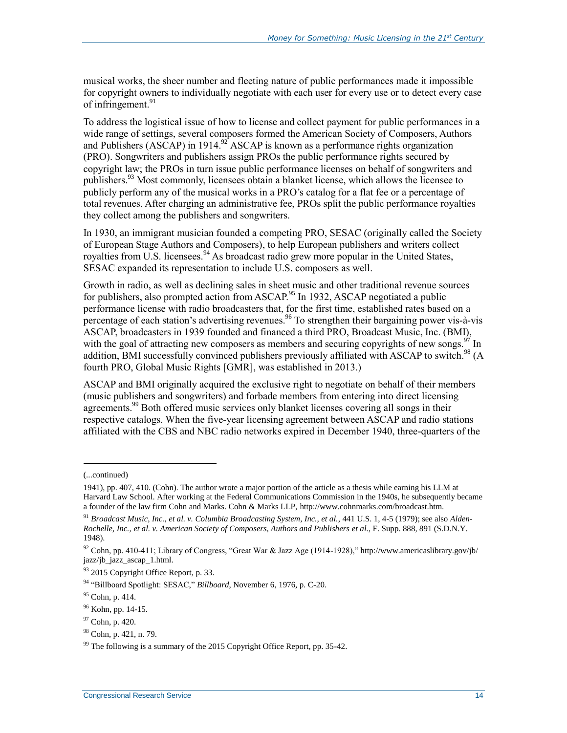musical works, the sheer number and fleeting nature of public performances made it impossible for copyright owners to individually negotiate with each user for every use or to detect every case of infringement.[91]

To address the logistical issue of how to license and collect payment for public performances in a wide range of settings, several composers formed the American Society of Composers, Authors and Publishers (ASCAP) in 1914.[92] ASCAP is known as a performance rights organization (PRO). Songwriters and publishers assign PROs the public performance rights secured by copyright law; the PROs in turn issue public performance licenses on behalf of songwriters and publishers.[93] Most commonly, licensees obtain a blanket license, which allows the licensee to publicly perform any of the musical works in a PRO's catalog for a flat fee or a percentage of total revenues. After charging an administrative fee, PROs split the public performance royalties they collect among the publishers and songwriters.

In 1930, an immigrant musician founded a competing PRO, SESAC (originally called the Society of European Stage Authors and Composers), to help European publishers and writers collect royalties from U.S. licensees.[94] As broadcast radio grew more popular in the United States, SESAC expanded its representation to include U.S. composers as well.

Growth in radio, as well as declining sales in sheet music and other traditional revenue sources for publishers, also prompted action from ASCAP.[95] In 1932, ASCAP negotiated a public performance license with radio broadcasters that, for the first time, established rates based on a percentage of each station's advertising revenues.[96] To strengthen their bargaining power vis-à-vis ASCAP, broadcasters in 1939 founded and financed a third PRO, Broadcast Music, Inc. (BMI), with the goal of attracting new composers as members and securing copyrights of new songs.[97] In addition, BMI successfully convinced publishers previously affiliated with ASCAP to switch.[98] (A fourth PRO, Global Music Rights [GMR], was established in 2013.)

ASCAP and BMI originally acquired the exclusive right to negotiate on behalf of their members (music publishers and songwriters) and forbade members from entering into direct licensing agreements.[99] Both offered music services only blanket licenses covering all songs in their respective catalogs. When the five-year licensing agreement between ASCAP and radio stations affiliated with the CBS and NBC radio networks expired in December 1940, three-quarters of the

---

(...continued)

1941), pp. 407, 410. (Cohn). The author wrote a major portion of the article as a thesis while earning his LLM at Harvard Law School. After working at the Federal Communications Commission in the 1940s, he subsequently became a founder of the law firm Cohn and Marks. Cohn & Marks LLP, http://www.cohnmarks.com/broadcast.htm.

[91] *Broadcast Music, Inc., et al. v. Columbia Broadcasting System, Inc., et al.*, 441 U.S. 1, 4-5 (1979); see also *Alden-Rochelle, Inc., et al. v. American Society of Composers, Authors and Publishers et al.*, F. Supp. 888, 891 (S.D.N.Y. 1948).

[92] Cohn, pp. 410-411; Library of Congress, "Great War & Jazz Age (1914-1928)," http://www.americaslibrary.gov/jb/jazz/jb_jazz_ascap_1.html.

[93] 2015 Copyright Office Report, p. 33.

[94] "Billboard Spotlight: SESAC," *Billboard*, November 6, 1976, p. C-20.

[95] Cohn, p. 414.

[96] Kohn, pp. 14-15.

[97] Cohn, p. 420.

[98] Cohn, p. 421, n. 79.

[99] The following is a summary of the 2015 Copyright Office Report, pp. 35-42.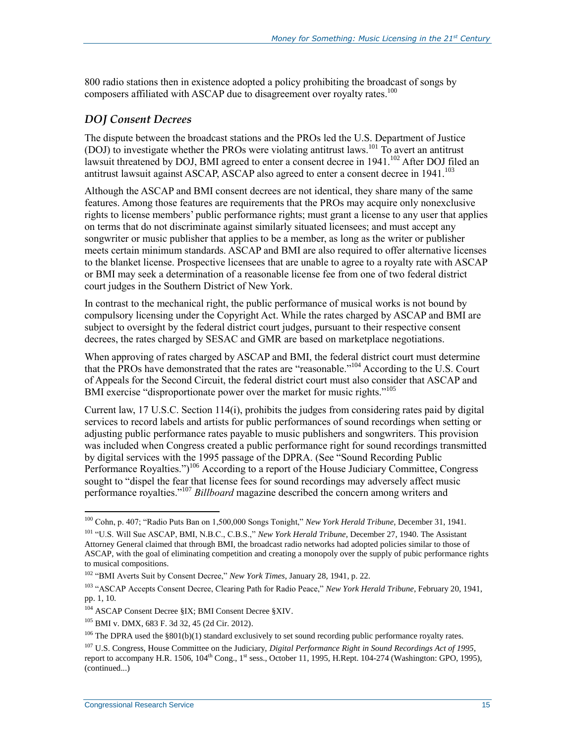800 radio stations then in existence adopted a policy prohibiting the broadcast of songs by composers affiliated with ASCAP due to disagreement over royalty rates.[100]

### *DOJ Consent Decrees*

The dispute between the broadcast stations and the PROs led the U.S. Department of Justice (DOJ) to investigate whether the PROs were violating antitrust laws.[101] To avert an antitrust lawsuit threatened by DOJ, BMI agreed to enter a consent decree in 1941.[102] After DOJ filed an antitrust lawsuit against ASCAP, ASCAP also agreed to enter a consent decree in 1941.[103]

Although the ASCAP and BMI consent decrees are not identical, they share many of the same features. Among those features are requirements that the PROs may acquire only nonexclusive rights to license members' public performance rights; must grant a license to any user that applies on terms that do not discriminate against similarly situated licensees; and must accept any songwriter or music publisher that applies to be a member, as long as the writer or publisher meets certain minimum standards. ASCAP and BMI are also required to offer alternative licenses to the blanket license. Prospective licensees that are unable to agree to a royalty rate with ASCAP or BMI may seek a determination of a reasonable license fee from one of two federal district court judges in the Southern District of New York.

In contrast to the mechanical right, the public performance of musical works is not bound by compulsory licensing under the Copyright Act. While the rates charged by ASCAP and BMI are subject to oversight by the federal district court judges, pursuant to their respective consent decrees, the rates charged by SESAC and GMR are based on marketplace negotiations.

When approving of rates charged by ASCAP and BMI, the federal district court must determine that the PROs have demonstrated that the rates are "reasonable."[104] According to the U.S. Court of Appeals for the Second Circuit, the federal district court must also consider that ASCAP and BMI exercise "disproportionate power over the market for music rights."[105]

Current law, 17 U.S.C. Section 114(i), prohibits the judges from considering rates paid by digital services to record labels and artists for public performances of sound recordings when setting or adjusting public performance rates payable to music publishers and songwriters. This provision was included when Congress created a public performance right for sound recordings transmitted by digital services with the 1995 passage of the DPRA. (See "Sound Recording Public Performance Royalties.")[106] According to a report of the House Judiciary Committee, Congress sought to "dispel the fear that license fees for sound recordings may adversely affect music performance royalties."[107] *Billboard* magazine described the concern among writers and

---

[100] Cohn, p. 407; "Radio Puts Ban on 1,500,000 Songs Tonight," *New York Herald Tribune*, December 31, 1941.

[101] "U.S. Will Sue ASCAP, BMI, N.B.C., C.B.S.," *New York Herald Tribune*, December 27, 1940. The Assistant Attorney General claimed that through BMI, the broadcast radio networks had adopted policies similar to those of ASCAP, with the goal of eliminating competition and creating a monopoly over the supply of pubic performance rights to musical compositions.

[102] "BMI Averts Suit by Consent Decree," *New York Times*, January 28, 1941, p. 22.

[103] "ASCAP Accepts Consent Decree, Clearing Path for Radio Peace," *New York Herald Tribune*, February 20, 1941, pp. 1, 10.

[104] ASCAP Consent Decree §IX; BMI Consent Decree §XIV.

[105] BMI v. DMX, 683 F. 3d 32, 45 (2d Cir. 2012).

[106] The DPRA used the §801(b)(1) standard exclusively to set sound recording public performance royalty rates.

[107] U.S. Congress, House Committee on the Judiciary, *Digital Performance Right in Sound Recordings Act of 1995*, report to accompany H.R. 1506, 104th Cong., 1st sess., October 11, 1995, H.Rept. 104-274 (Washington: GPO, 1995), (continued...)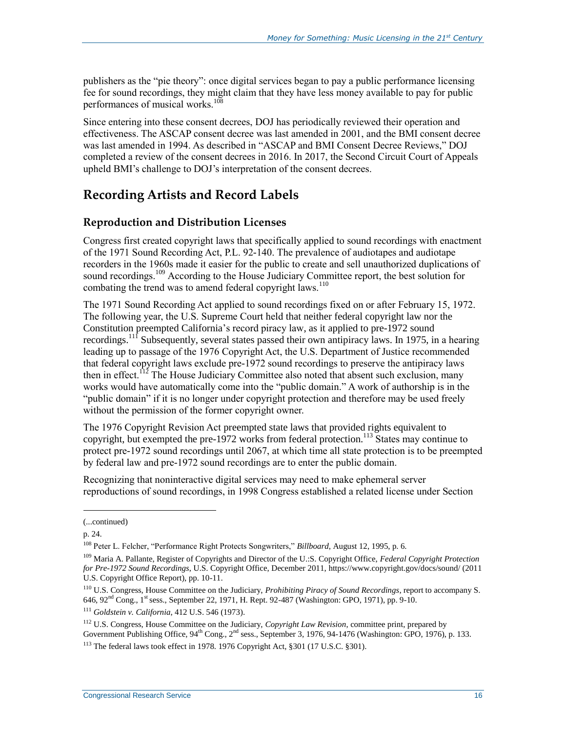publishers as the "pie theory": once digital services began to pay a public performance licensing fee for sound recordings, they might claim that they have less money available to pay for public performances of musical works.[108]

Since entering into these consent decrees, DOJ has periodically reviewed their operation and effectiveness. The ASCAP consent decree was last amended in 2001, and the BMI consent decree was last amended in 1994. As described in "ASCAP and BMI Consent Decree Reviews," DOJ completed a review of the consent decrees in 2016. In 2017, the Second Circuit Court of Appeals upheld BMI's challenge to DOJ's interpretation of the consent decrees.

## Recording Artists and Record Labels

### Reproduction and Distribution Licenses

Congress first created copyright laws that specifically applied to sound recordings with enactment of the 1971 Sound Recording Act, P.L. 92-140. The prevalence of audiotapes and audiotape recorders in the 1960s made it easier for the public to create and sell unauthorized duplications of sound recordings.[109] According to the House Judiciary Committee report, the best solution for combating the trend was to amend federal copyright laws.[110]

The 1971 Sound Recording Act applied to sound recordings fixed on or after February 15, 1972. The following year, the U.S. Supreme Court held that neither federal copyright law nor the Constitution preempted California's record piracy law, as it applied to pre-1972 sound recordings.[111] Subsequently, several states passed their own antipiracy laws. In 1975, in a hearing leading up to passage of the 1976 Copyright Act, the U.S. Department of Justice recommended that federal copyright laws exclude pre-1972 sound recordings to preserve the antipiracy laws then in effect.[112] The House Judiciary Committee also noted that absent such exclusion, many works would have automatically come into the "public domain." A work of authorship is in the "public domain" if it is no longer under copyright protection and therefore may be used freely without the permission of the former copyright owner.

The 1976 Copyright Revision Act preempted state laws that provided rights equivalent to copyright, but exempted the pre-1972 works from federal protection.[113] States may continue to protect pre-1972 sound recordings until 2067, at which time all state protection is to be preempted by federal law and pre-1972 sound recordings are to enter the public domain.

Recognizing that noninteractive digital services may need to make ephemeral server reproductions of sound recordings, in 1998 Congress established a related license under Section

---

(...continued)

p. 24.

[108] Peter L. Felcher, "Performance Right Protects Songwriters," *Billboard*, August 12, 1995, p. 6.

[109] Maria A. Pallante, Register of Copyrights and Director of the U.:S. Copyright Office, *Federal Copyright Protection for Pre-1972 Sound Recordings*, U.S. Copyright Office, December 2011, https://www.copyright.gov/docs/sound/ (2011 U.S. Copyright Office Report), pp. 10-11.

[110] U.S. Congress, House Committee on the Judiciary, *Prohibiting Piracy of Sound Recordings*, report to accompany S. 646, 92nd Cong., 1st sess., September 22, 1971, H. Rept. 92-487 (Washington: GPO, 1971), pp. 9-10.

[111] *Goldstein v. California*, 412 U.S. 546 (1973).

[112] U.S. Congress, House Committee on the Judiciary, *Copyright Law Revision*, committee print, prepared by Government Publishing Office, 94th Cong., 2nd sess., September 3, 1976, 94-1476 (Washington: GPO, 1976), p. 133.

[113] The federal laws took effect in 1978. 1976 Copyright Act, §301 (17 U.S.C. §301).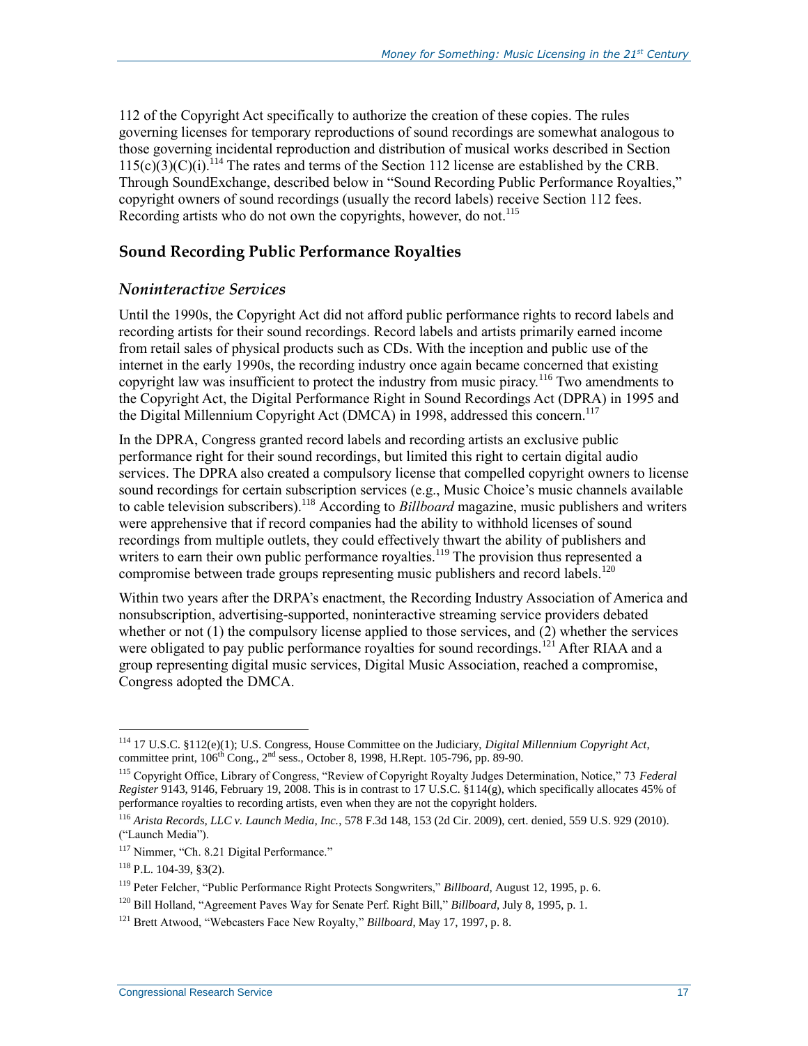112 of the Copyright Act specifically to authorize the creation of these copies. The rules governing licenses for temporary reproductions of sound recordings are somewhat analogous to those governing incidental reproduction and distribution of musical works described in Section 115(c)(3)(C)(i).[114] The rates and terms of the Section 112 license are established by the CRB. Through SoundExchange, described below in "Sound Recording Public Performance Royalties," copyright owners of sound recordings (usually the record labels) receive Section 112 fees. Recording artists who do not own the copyrights, however, do not.[115]

## Sound Recording Public Performance Royalties

### *Noninteractive Services*

Until the 1990s, the Copyright Act did not afford public performance rights to record labels and recording artists for their sound recordings. Record labels and artists primarily earned income from retail sales of physical products such as CDs. With the inception and public use of the internet in the early 1990s, the recording industry once again became concerned that existing copyright law was insufficient to protect the industry from music piracy.[116] Two amendments to the Copyright Act, the Digital Performance Right in Sound Recordings Act (DPRA) in 1995 and the Digital Millennium Copyright Act (DMCA) in 1998, addressed this concern.[117]

In the DPRA, Congress granted record labels and recording artists an exclusive public performance right for their sound recordings, but limited this right to certain digital audio services. The DPRA also created a compulsory license that compelled copyright owners to license sound recordings for certain subscription services (e.g., Music Choice's music channels available to cable television subscribers).[118] According to *Billboard* magazine, music publishers and writers were apprehensive that if record companies had the ability to withhold licenses of sound recordings from multiple outlets, they could effectively thwart the ability of publishers and writers to earn their own public performance royalties.[119] The provision thus represented a compromise between trade groups representing music publishers and record labels.[120]

Within two years after the DRPA's enactment, the Recording Industry Association of America and nonsubscription, advertising-supported, noninteractive streaming service providers debated whether or not (1) the compulsory license applied to those services, and (2) whether the services were obligated to pay public performance royalties for sound recordings.[121] After RIAA and a group representing digital music services, Digital Music Association, reached a compromise, Congress adopted the DMCA.

---

[114] 17 U.S.C. §112(e)(1); U.S. Congress, House Committee on the Judiciary, *Digital Millennium Copyright Act*, committee print, 106th Cong., 2nd sess., October 8, 1998, H.Rept. 105-796, pp. 89-90.

[115] Copyright Office, Library of Congress, "Review of Copyright Royalty Judges Determination, Notice," 73 *Federal Register* 9143, 9146, February 19, 2008. This is in contrast to 17 U.S.C. §114(g), which specifically allocates 45% of performance royalties to recording artists, even when they are not the copyright holders.

[116] *Arista Records, LLC v. Launch Media, Inc.*, 578 F.3d 148, 153 (2d Cir. 2009), cert. denied, 559 U.S. 929 (2010). ("Launch Media").

[117] Nimmer, "Ch. 8.21 Digital Performance."

[118] P.L. 104-39, §3(2).

[119] Peter Felcher, "Public Performance Right Protects Songwriters," *Billboard*, August 12, 1995, p. 6.

[120] Bill Holland, "Agreement Paves Way for Senate Perf. Right Bill," *Billboard*, July 8, 1995, p. 1.

[121] Brett Atwood, "Webcasters Face New Royalty," *Billboard*, May 17, 1997, p. 8.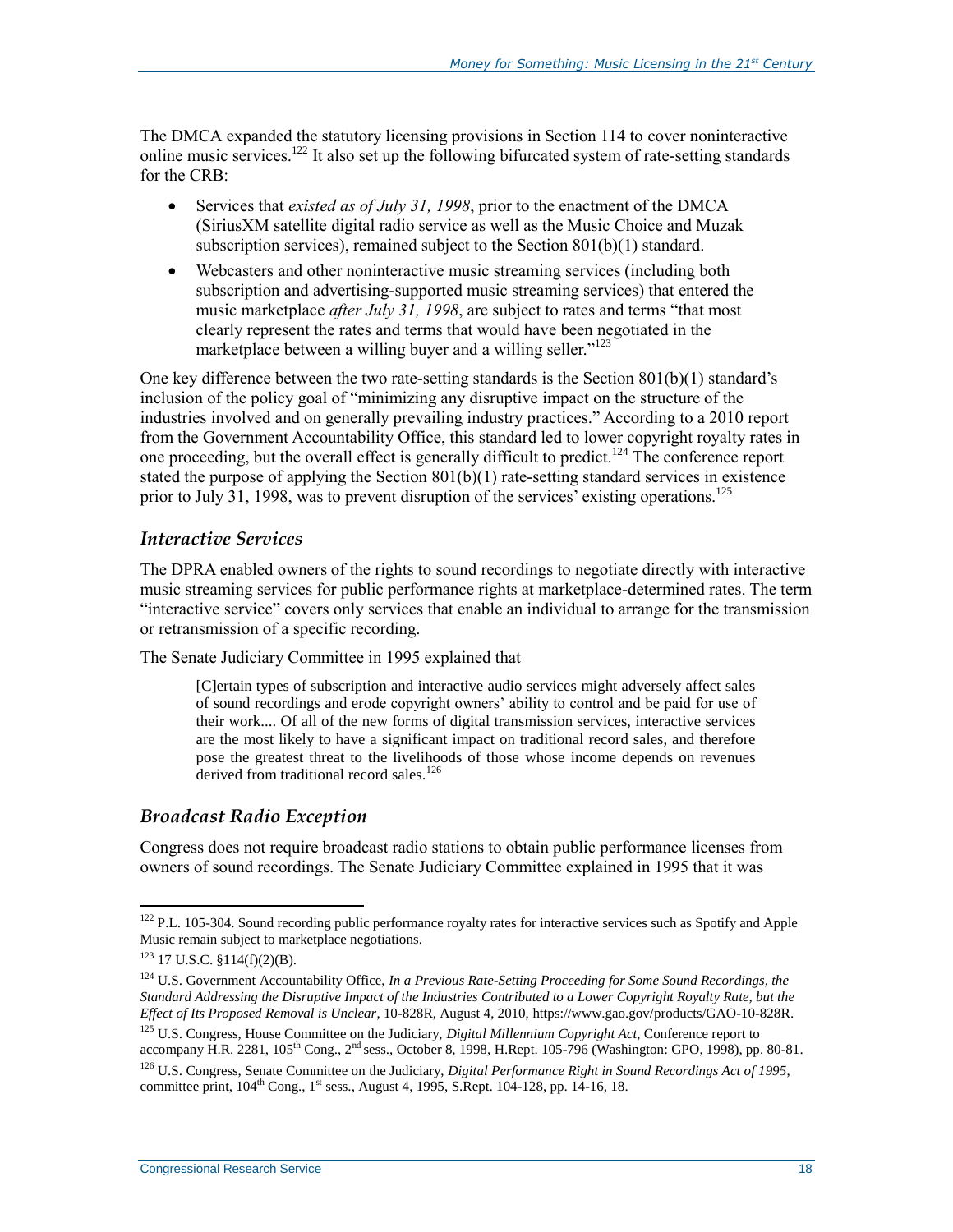The DMCA expanded the statutory licensing provisions in Section 114 to cover noninteractive online music services.[122] It also set up the following bifurcated system of rate-setting standards for the CRB:

- Services that *existed as of July 31, 1998*, prior to the enactment of the DMCA (SiriusXM satellite digital radio service as well as the Music Choice and Muzak subscription services), remained subject to the Section 801(b)(1) standard.
- Webcasters and other noninteractive music streaming services (including both subscription and advertising-supported music streaming services) that entered the music marketplace *after July 31, 1998*, are subject to rates and terms "that most clearly represent the rates and terms that would have been negotiated in the marketplace between a willing buyer and a willing seller."[123]

One key difference between the two rate-setting standards is the Section 801(b)(1) standard's inclusion of the policy goal of "minimizing any disruptive impact on the structure of the industries involved and on generally prevailing industry practices." According to a 2010 report from the Government Accountability Office, this standard led to lower copyright royalty rates in one proceeding, but the overall effect is generally difficult to predict.[124] The conference report stated the purpose of applying the Section 801(b)(1) rate-setting standard services in existence prior to July 31, 1998, was to prevent disruption of the services' existing operations.[125]

### *Interactive Services*

The DPRA enabled owners of the rights to sound recordings to negotiate directly with interactive music streaming services for public performance rights at marketplace-determined rates. The term "interactive service" covers only services that enable an individual to arrange for the transmission or retransmission of a specific recording.

The Senate Judiciary Committee in 1995 explained that

> [C]ertain types of subscription and interactive audio services might adversely affect sales of sound recordings and erode copyright owners' ability to control and be paid for use of their work.... Of all of the new forms of digital transmission services, interactive services are the most likely to have a significant impact on traditional record sales, and therefore pose the greatest threat to the livelihoods of those whose income depends on revenues derived from traditional record sales.[126]

### *Broadcast Radio Exception*

Congress does not require broadcast radio stations to obtain public performance licenses from owners of sound recordings. The Senate Judiciary Committee explained in 1995 that it was

---

[122] P.L. 105-304. Sound recording public performance royalty rates for interactive services such as Spotify and Apple Music remain subject to marketplace negotiations.

[123] 17 U.S.C. §114(f)(2)(B).

[124] U.S. Government Accountability Office, *In a Previous Rate-Setting Proceeding for Some Sound Recordings, the Standard Addressing the Disruptive Impact of the Industries Contributed to a Lower Copyright Royalty Rate, but the Effect of Its Proposed Removal is Unclear*, 10-828R, August 4, 2010, https://www.gao.gov/products/GAO-10-828R.

[125] U.S. Congress, House Committee on the Judiciary, *Digital Millennium Copyright Act*, Conference report to accompany H.R. 2281, 105th Cong., 2nd sess., October 8, 1998, H.Rept. 105-796 (Washington: GPO, 1998), pp. 80-81.

[126] U.S. Congress, Senate Committee on the Judiciary, *Digital Performance Right in Sound Recordings Act of 1995*, committee print, 104th Cong., 1st sess., August 4, 1995, S.Rept. 104-128, pp. 14-16, 18.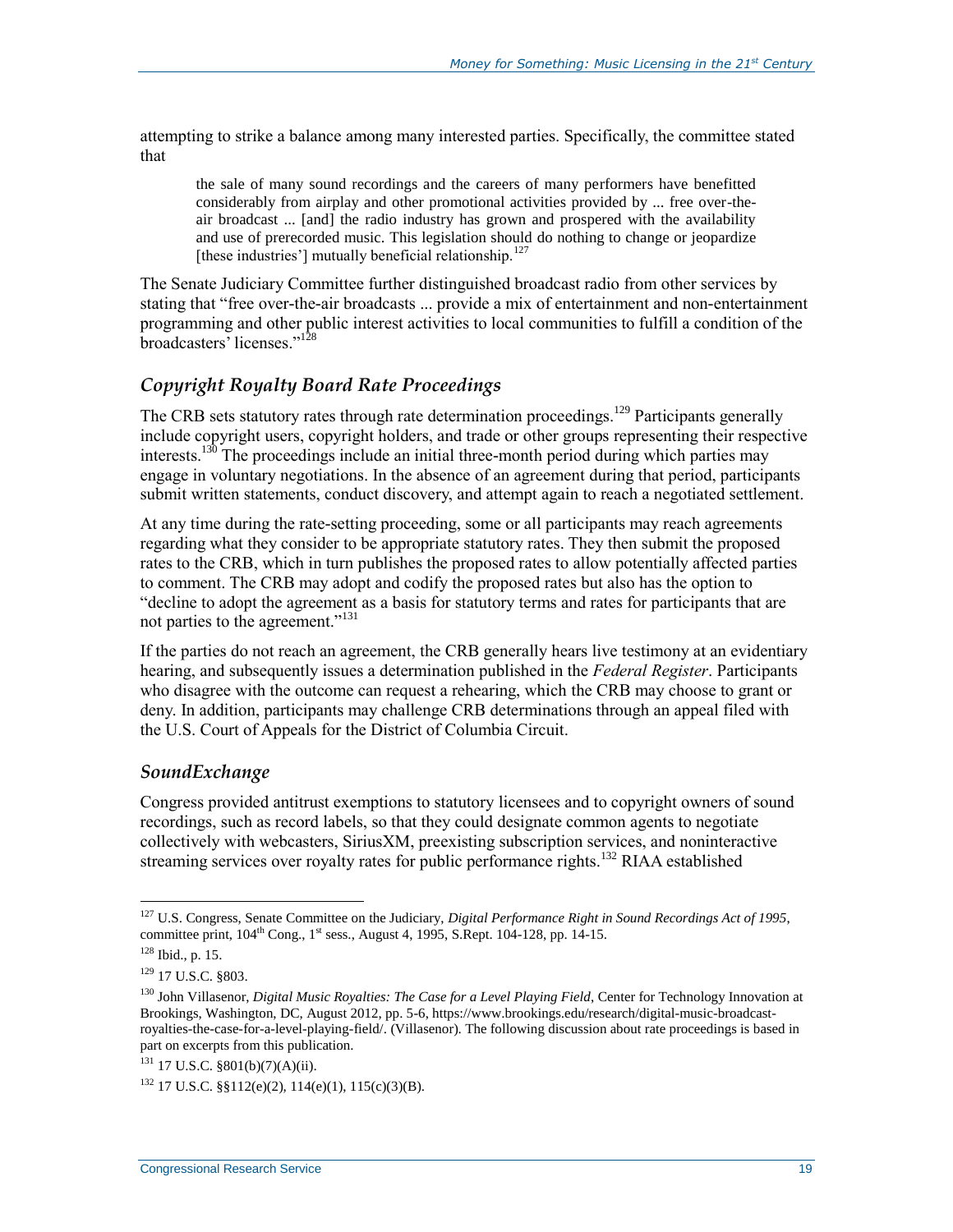attempting to strike a balance among many interested parties. Specifically, the committee stated that

> the sale of many sound recordings and the careers of many performers have benefitted considerably from airplay and other promotional activities provided by ... free over-the-air broadcast ... [and] the radio industry has grown and prospered with the availability and use of prerecorded music. This legislation should do nothing to change or jeopardize [these industries'] mutually beneficial relationship.[127]

The Senate Judiciary Committee further distinguished broadcast radio from other services by stating that "free over-the-air broadcasts ... provide a mix of entertainment and non-entertainment programming and other public interest activities to local communities to fulfill a condition of the broadcasters' licenses."[128]

### *Copyright Royalty Board Rate Proceedings*

The CRB sets statutory rates through rate determination proceedings.[129] Participants generally include copyright users, copyright holders, and trade or other groups representing their respective interests.[130] The proceedings include an initial three-month period during which parties may engage in voluntary negotiations. In the absence of an agreement during that period, participants submit written statements, conduct discovery, and attempt again to reach a negotiated settlement.

At any time during the rate-setting proceeding, some or all participants may reach agreements regarding what they consider to be appropriate statutory rates. They then submit the proposed rates to the CRB, which in turn publishes the proposed rates to allow potentially affected parties to comment. The CRB may adopt and codify the proposed rates but also has the option to "decline to adopt the agreement as a basis for statutory terms and rates for participants that are not parties to the agreement."[131]

If the parties do not reach an agreement, the CRB generally hears live testimony at an evidentiary hearing, and subsequently issues a determination published in the *Federal Register*. Participants who disagree with the outcome can request a rehearing, which the CRB may choose to grant or deny. In addition, participants may challenge CRB determinations through an appeal filed with the U.S. Court of Appeals for the District of Columbia Circuit.

### *SoundExchange*

Congress provided antitrust exemptions to statutory licensees and to copyright owners of sound recordings, such as record labels, so that they could designate common agents to negotiate collectively with webcasters, SiriusXM, preexisting subscription services, and noninteractive streaming services over royalty rates for public performance rights.[132] RIAA established

---

[127] U.S. Congress, Senate Committee on the Judiciary, *Digital Performance Right in Sound Recordings Act of 1995*, committee print, 104th Cong., 1st sess., August 4, 1995, S.Rept. 104-128, pp. 14-15.

[128] Ibid., p. 15.

[129] 17 U.S.C. §803.

[130] John Villasenor, *Digital Music Royalties: The Case for a Level Playing Field*, Center for Technology Innovation at Brookings, Washington, DC, August 2012, pp. 5-6, https://www.brookings.edu/research/digital-music-broadcast-royalties-the-case-for-a-level-playing-field/. (Villasenor). The following discussion about rate proceedings is based in part on excerpts from this publication.

[131] 17 U.S.C. §801(b)(7)(A)(ii).

[132] 17 U.S.C. §§112(e)(2), 114(e)(1), 115(c)(3)(B).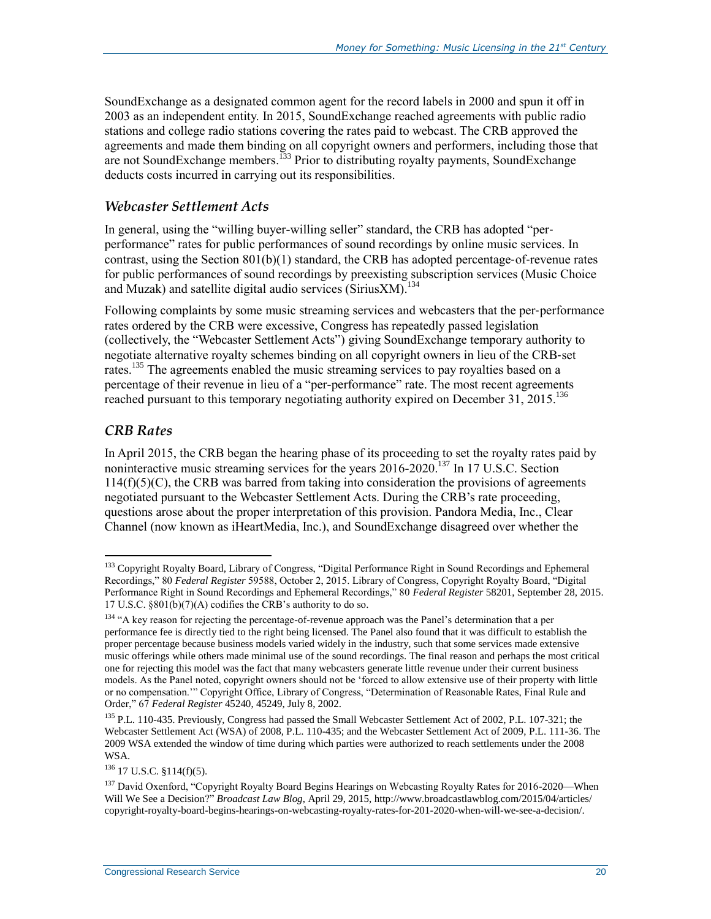SoundExchange as a designated common agent for the record labels in 2000 and spun it off in 2003 as an independent entity. In 2015, SoundExchange reached agreements with public radio stations and college radio stations covering the rates paid to webcast. The CRB approved the agreements and made them binding on all copyright owners and performers, including those that are not SoundExchange members.[133] Prior to distributing royalty payments, SoundExchange deducts costs incurred in carrying out its responsibilities.

### *Webcaster Settlement Acts*

In general, using the "willing buyer-willing seller" standard, the CRB has adopted "per-performance" rates for public performances of sound recordings by online music services. In contrast, using the Section 801(b)(1) standard, the CRB has adopted percentage-of-revenue rates for public performances of sound recordings by preexisting subscription services (Music Choice and Muzak) and satellite digital audio services (SiriusXM).[134]

Following complaints by some music streaming services and webcasters that the per-performance rates ordered by the CRB were excessive, Congress has repeatedly passed legislation (collectively, the "Webcaster Settlement Acts") giving SoundExchange temporary authority to negotiate alternative royalty schemes binding on all copyright owners in lieu of the CRB-set rates.[135] The agreements enabled the music streaming services to pay royalties based on a percentage of their revenue in lieu of a "per-performance" rate. The most recent agreements reached pursuant to this temporary negotiating authority expired on December 31, 2015.[136]

### *CRB Rates*

In April 2015, the CRB began the hearing phase of its proceeding to set the royalty rates paid by noninteractive music streaming services for the years 2016-2020.[137] In 17 U.S.C. Section 114(f)(5)(C), the CRB was barred from taking into consideration the provisions of agreements negotiated pursuant to the Webcaster Settlement Acts. During the CRB's rate proceeding, questions arose about the proper interpretation of this provision. Pandora Media, Inc., Clear Channel (now known as iHeartMedia, Inc.), and SoundExchange disagreed over whether the

---

[133] Copyright Royalty Board, Library of Congress, "Digital Performance Right in Sound Recordings and Ephemeral Recordings," 80 *Federal Register* 59588, October 2, 2015. Library of Congress, Copyright Royalty Board, "Digital Performance Right in Sound Recordings and Ephemeral Recordings," 80 *Federal Register* 58201, September 28, 2015. 17 U.S.C. §801(b)(7)(A) codifies the CRB's authority to do so.

[134] "A key reason for rejecting the percentage-of-revenue approach was the Panel's determination that a per performance fee is directly tied to the right being licensed. The Panel also found that it was difficult to establish the proper percentage because business models varied widely in the industry, such that some services made extensive music offerings while others made minimal use of the sound recordings. The final reason and perhaps the most critical one for rejecting this model was the fact that many webcasters generate little revenue under their current business models. As the Panel noted, copyright owners should not be 'forced to allow extensive use of their property with little or no compensation.'" Copyright Office, Library of Congress, "Determination of Reasonable Rates, Final Rule and Order," 67 *Federal Register* 45240, 45249, July 8, 2002.

[135] P.L. 110-435. Previously, Congress had passed the Small Webcaster Settlement Act of 2002, P.L. 107-321; the Webcaster Settlement Act (WSA) of 2008, P.L. 110-435; and the Webcaster Settlement Act of 2009, P.L. 111-36. The 2009 WSA extended the window of time during which parties were authorized to reach settlements under the 2008 WSA.

[136] 17 U.S.C. §114(f)(5).

[137] David Oxenford, "Copyright Royalty Board Begins Hearings on Webcasting Royalty Rates for 2016-2020—When Will We See a Decision?" *Broadcast Law Blog*, April 29, 2015, http://www.broadcastlawblog.com/2015/04/articles/copyright-royalty-board-begins-hearings-on-webcasting-royalty-rates-for-201-2020-when-will-we-see-a-decision/.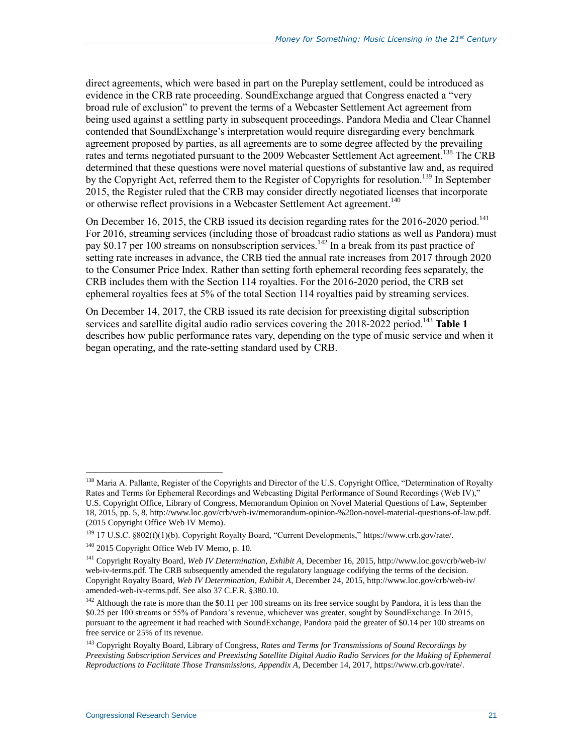direct agreements, which were based in part on the Pureplay settlement, could be introduced as evidence in the CRB rate proceeding. SoundExchange argued that Congress enacted a "very broad rule of exclusion" to prevent the terms of a Webcaster Settlement Act agreement from being used against a settling party in subsequent proceedings. Pandora Media and Clear Channel contended that SoundExchange's interpretation would require disregarding every benchmark agreement proposed by parties, as all agreements are to some degree affected by the prevailing rates and terms negotiated pursuant to the 2009 Webcaster Settlement Act agreement.[138] The CRB determined that these questions were novel material questions of substantive law and, as required by the Copyright Act, referred them to the Register of Copyrights for resolution.[139] In September 2015, the Register ruled that the CRB may consider directly negotiated licenses that incorporate or otherwise reflect provisions in a Webcaster Settlement Act agreement.[140]

On December 16, 2015, the CRB issued its decision regarding rates for the 2016-2020 period.[141] For 2016, streaming services (including those of broadcast radio stations as well as Pandora) must pay $0.17 per 100 streams on nonsubscription services.[142] In a break from its past practice of setting rate increases in advance, the CRB tied the annual rate increases from 2017 through 2020 to the Consumer Price Index. Rather than setting forth ephemeral recording fees separately, the CRB includes them with the Section 114 royalties. For the 2016-2020 period, the CRB set ephemeral royalties fees at 5% of the total Section 114 royalties paid by streaming services.

On December 14, 2017, the CRB issued its rate decision for preexisting digital subscription services and satellite digital audio radio services covering the 2018-2022 period.[143] **Table 1** describes how public performance rates vary, depending on the type of music service and when it began operating, and the rate-setting standard used by CRB.

---

[138] Maria A. Pallante, Register of the Copyrights and Director of the U.S. Copyright Office, "Determination of Royalty Rates and Terms for Ephemeral Recordings and Webcasting Digital Performance of Sound Recordings (Web IV)," U.S. Copyright Office, Library of Congress, Memorandum Opinion on Novel Material Questions of Law, September 18, 2015, pp. 5, 8, http://www.loc.gov/crb/web-iv/memorandum-opinion-%20on-novel-material-questions-of-law.pdf. (2015 Copyright Office Web IV Memo).

[139] 17 U.S.C. §802(f)(1)(b). Copyright Royalty Board, "Current Developments," https://www.crb.gov/rate/.

[140] 2015 Copyright Office Web IV Memo, p. 10.

[141] Copyright Royalty Board, *Web IV Determination, Exhibit A*, December 16, 2015, http://www.loc.gov/crb/web-iv/web-iv-terms.pdf. The CRB subsequently amended the regulatory language codifying the terms of the decision. Copyright Royalty Board, *Web IV Determination, Exhibit A*, December 24, 2015, http://www.loc.gov/crb/web-iv/amended-web-iv-terms.pdf. See also 37 C.F.R. §380.10.

[142] Although the rate is more than the $0.11 per 100 streams on its free service sought by Pandora, it is less than the $0.25 per 100 streams or 55% of Pandora's revenue, whichever was greater, sought by SoundExchange. In 2015, pursuant to the agreement it had reached with SoundExchange, Pandora paid the greater of $0.14 per 100 streams on free service or 25% of its revenue.

[143] Copyright Royalty Board, Library of Congress, *Rates and Terms for Transmissions of Sound Recordings by Preexisting Subscription Services and Preexisting Satellite Digital Audio Radio Services for the Making of Ephemeral Reproductions to Facilitate Those Transmissions, Appendix A*, December 14, 2017, https://www.crb.gov/rate/.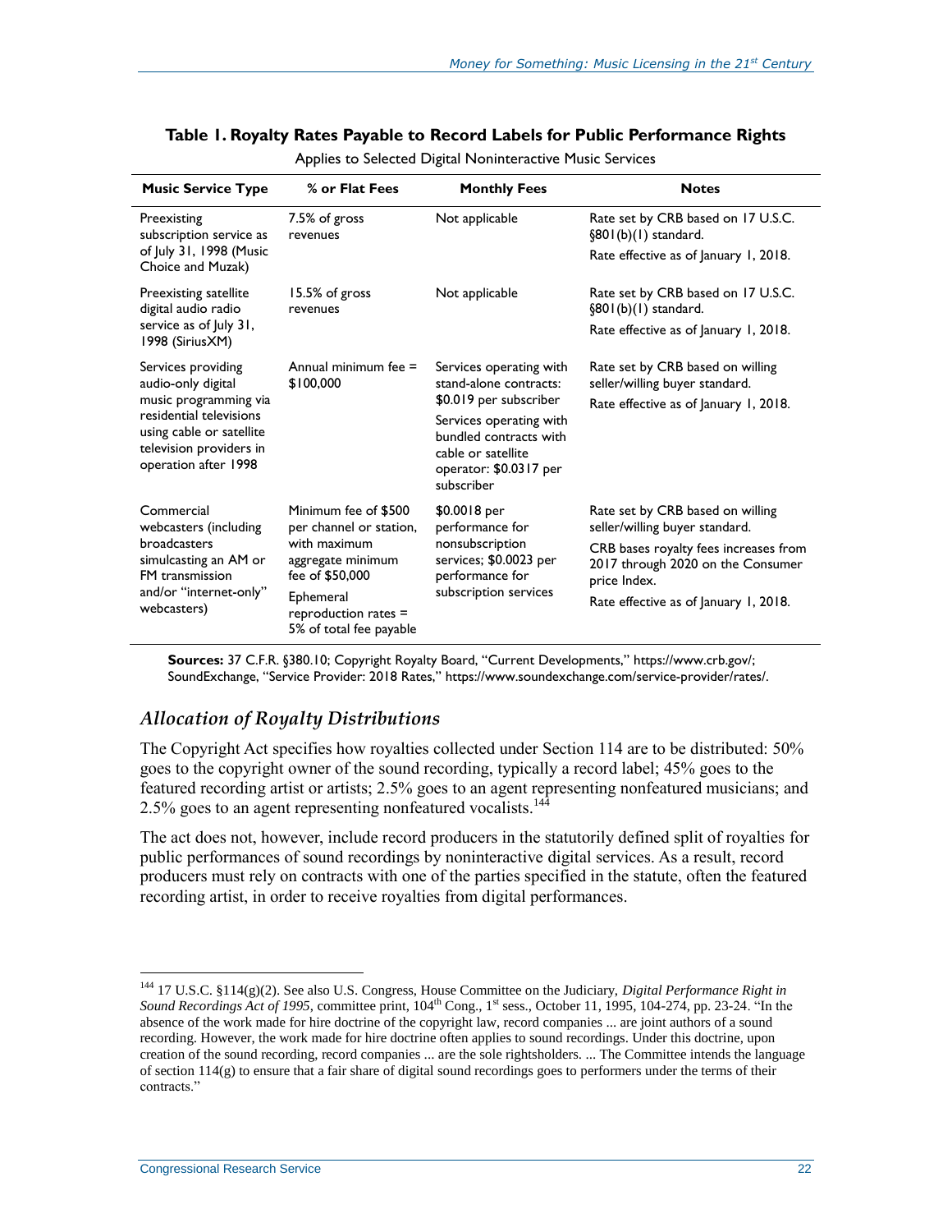**Table 1. Royalty Rates Payable to Record Labels for Public Performance Rights**

Applies to Selected Digital Noninteractive Music Services

| Music Service Type | % or Flat Fees | Monthly Fees | Notes |
|---|---|---|---|
| Preexisting subscription service as of July 31, 1998 (Music Choice and Muzak) | 7.5% of gross revenues | Not applicable | Rate set by CRB based on 17 U.S.C. §801(b)(1) standard. Rate effective as of January 1, 2018. |
| Preexisting satellite digital audio radio service as of July 31, 1998 (SiriusXM) | 15.5% of gross revenues | Not applicable | Rate set by CRB based on 17 U.S.C. §801(b)(1) standard. Rate effective as of January 1, 2018. |
| Services providing audio-only digital music programming via residential televisions using cable or satellite television providers in operation after 1998 | Annual minimum fee = $100,000 | Services operating with stand-alone contracts: $0.019 per subscriber. Services operating with bundled contracts with cable or satellite operator: $0.0317 per subscriber | Rate set by CRB based on willing seller/willing buyer standard. Rate effective as of January 1, 2018. |
| Commercial webcasters (including broadcasters simulcasting an AM or FM transmission and/or "internet-only" webcasters) | Minimum fee of $500 per channel or station, with maximum aggregate minimum fee of $50,000. Ephemeral reproduction rates = 5% of total fee payable | $0.0018 per performance for nonsubscription services; $0.0023 per performance for subscription services | Rate set by CRB based on willing seller/willing buyer standard. CRB bases royalty fees increases from 2017 through 2020 on the Consumer price Index. Rate effective as of January 1, 2018. |

**Sources:** 37 C.F.R. §380.10; Copyright Royalty Board, "Current Developments," https://www.crb.gov/; SoundExchange, "Service Provider: 2018 Rates," https://www.soundexchange.com/service-provider/rates/.

### *Allocation of Royalty Distributions*

The Copyright Act specifies how royalties collected under Section 114 are to be distributed: 50% goes to the copyright owner of the sound recording, typically a record label; 45% goes to the featured recording artist or artists; 2.5% goes to an agent representing nonfeatured musicians; and 2.5% goes to an agent representing nonfeatured vocalists.[144]

The act does not, however, include record producers in the statutorily defined split of royalties for public performances of sound recordings by noninteractive digital services. As a result, record producers must rely on contracts with one of the parties specified in the statute, often the featured recording artist, in order to receive royalties from digital performances.

---

[144] 17 U.S.C. §114(g)(2). See also U.S. Congress, House Committee on the Judiciary, *Digital Performance Right in Sound Recordings Act of 1995*, committee print, 104th Cong., 1st sess., October 11, 1995, 104-274, pp. 23-24. "In the absence of the work made for hire doctrine of the copyright law, record companies ... are joint authors of a sound recording. However, the work made for hire doctrine often applies to sound recordings. Under this doctrine, upon creation of the sound recording, record companies ... are the sole rightsholders. ... The Committee intends the language of section 114(g) to ensure that a fair share of digital sound recordings goes to performers under the terms of their contracts."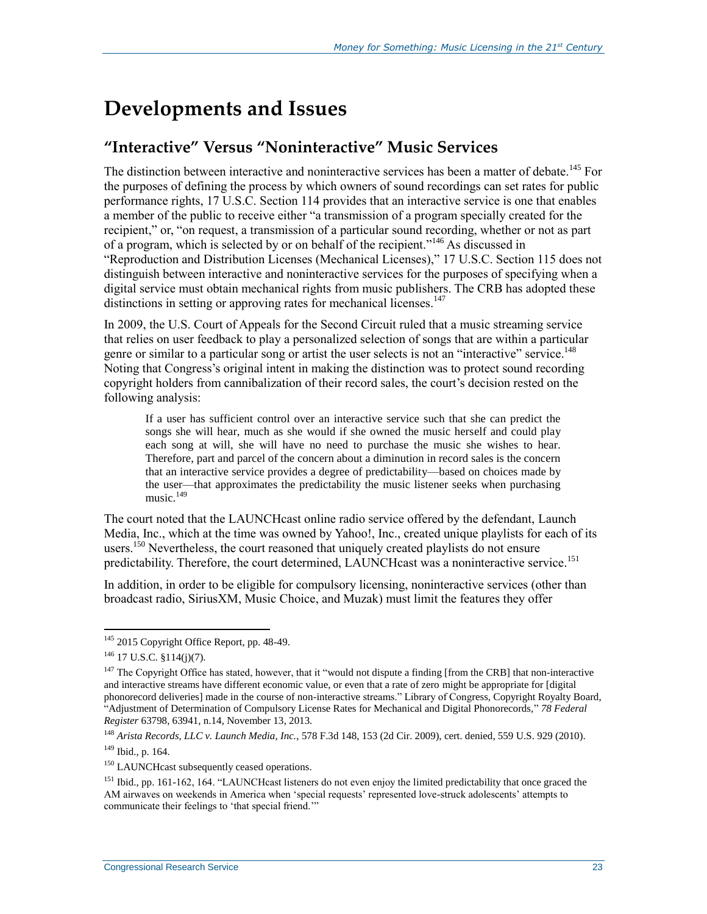# Developments and Issues

## "Interactive" Versus "Noninteractive" Music Services

The distinction between interactive and noninteractive services has been a matter of debate.[145] For the purposes of defining the process by which owners of sound recordings can set rates for public performance rights, 17 U.S.C. Section 114 provides that an interactive service is one that enables a member of the public to receive either "a transmission of a program specially created for the recipient," or, "on request, a transmission of a particular sound recording, whether or not as part of a program, which is selected by or on behalf of the recipient."[146] As discussed in "Reproduction and Distribution Licenses (Mechanical Licenses)," 17 U.S.C. Section 115 does not distinguish between interactive and noninteractive services for the purposes of specifying when a digital service must obtain mechanical rights from music publishers. The CRB has adopted these distinctions in setting or approving rates for mechanical licenses.[147]

In 2009, the U.S. Court of Appeals for the Second Circuit ruled that a music streaming service that relies on user feedback to play a personalized selection of songs that are within a particular genre or similar to a particular song or artist the user selects is not an "interactive" service.[148] Noting that Congress's original intent in making the distinction was to protect sound recording copyright holders from cannibalization of their record sales, the court's decision rested on the following analysis:

> If a user has sufficient control over an interactive service such that she can predict the songs she will hear, much as she would if she owned the music herself and could play each song at will, she will have no need to purchase the music she wishes to hear. Therefore, part and parcel of the concern about a diminution in record sales is the concern that an interactive service provides a degree of predictability—based on choices made by the user—that approximates the predictability the music listener seeks when purchasing music.[149]

The court noted that the LAUNCHcast online radio service offered by the defendant, Launch Media, Inc., which at the time was owned by Yahoo!, Inc., created unique playlists for each of its users.[150] Nevertheless, the court reasoned that uniquely created playlists do not ensure predictability. Therefore, the court determined, LAUNCHcast was a noninteractive service.[151]

In addition, in order to be eligible for compulsory licensing, noninteractive services (other than broadcast radio, SiriusXM, Music Choice, and Muzak) must limit the features they offer

---

[145] 2015 Copyright Office Report, pp. 48-49.

[146] 17 U.S.C. §114(j)(7).

[147] The Copyright Office has stated, however, that it "would not dispute a finding [from the CRB] that non-interactive and interactive streams have different economic value, or even that a rate of zero might be appropriate for [digital phonorecord deliveries] made in the course of non-interactive streams." Library of Congress, Copyright Royalty Board, "Adjustment of Determination of Compulsory License Rates for Mechanical and Digital Phonorecords," *78 Federal Register* 63798, 63941, n.14, November 13, 2013.

[148] *Arista Records, LLC v. Launch Media, Inc.*, 578 F.3d 148, 153 (2d Cir. 2009), cert. denied, 559 U.S. 929 (2010).

[149] Ibid., p. 164.

[150] LAUNCHcast subsequently ceased operations.

[151] Ibid., pp. 161-162, 164. "LAUNCHcast listeners do not even enjoy the limited predictability that once graced the AM airwaves on weekends in America when 'special requests' represented love-struck adolescents' attempts to communicate their feelings to 'that special friend.'"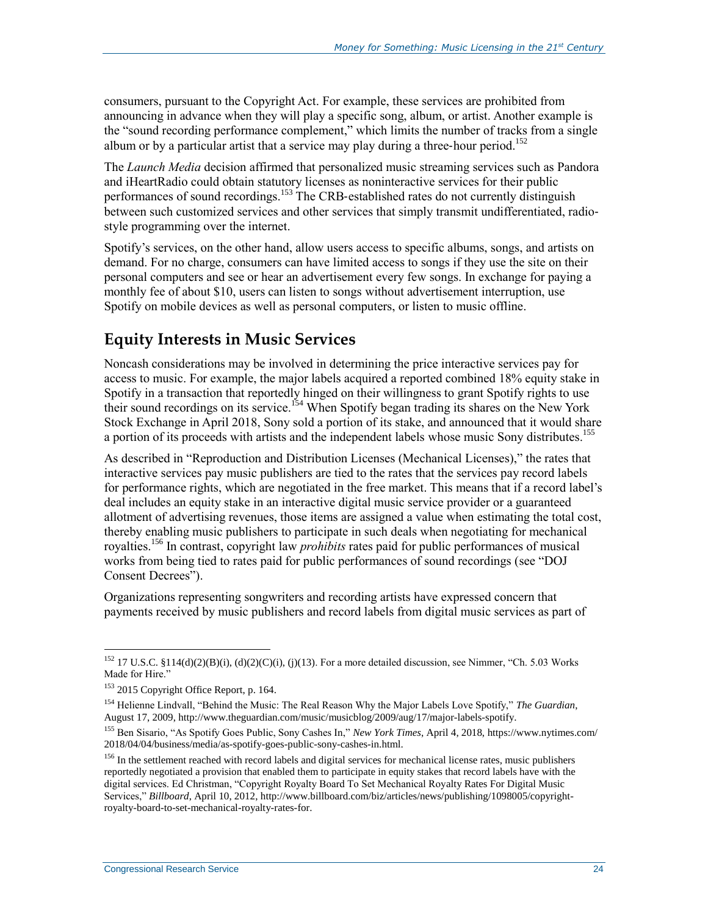consumers, pursuant to the Copyright Act. For example, these services are prohibited from announcing in advance when they will play a specific song, album, or artist. Another example is the "sound recording performance complement," which limits the number of tracks from a single album or by a particular artist that a service may play during a three-hour period.[152]

The *Launch Media* decision affirmed that personalized music streaming services such as Pandora and iHeartRadio could obtain statutory licenses as noninteractive services for their public performances of sound recordings.[153] The CRB-established rates do not currently distinguish between such customized services and other services that simply transmit undifferentiated, radio-style programming over the internet.

Spotify's services, on the other hand, allow users access to specific albums, songs, and artists on demand. For no charge, consumers can have limited access to songs if they use the site on their personal computers and see or hear an advertisement every few songs. In exchange for paying a monthly fee of about $10, users can listen to songs without advertisement interruption, use Spotify on mobile devices as well as personal computers, or listen to music offline.

## Equity Interests in Music Services

Noncash considerations may be involved in determining the price interactive services pay for access to music. For example, the major labels acquired a reported combined 18% equity stake in Spotify in a transaction that reportedly hinged on their willingness to grant Spotify rights to use their sound recordings on its service.[154] When Spotify began trading its shares on the New York Stock Exchange in April 2018, Sony sold a portion of its stake, and announced that it would share a portion of its proceeds with artists and the independent labels whose music Sony distributes.[155]

As described in "Reproduction and Distribution Licenses (Mechanical Licenses)," the rates that interactive services pay music publishers are tied to the rates that the services pay record labels for performance rights, which are negotiated in the free market. This means that if a record label's deal includes an equity stake in an interactive digital music service provider or a guaranteed allotment of advertising revenues, those items are assigned a value when estimating the total cost, thereby enabling music publishers to participate in such deals when negotiating for mechanical royalties.[156] In contrast, copyright law *prohibits* rates paid for public performances of musical works from being tied to rates paid for public performances of sound recordings (see "DOJ Consent Decrees").

Organizations representing songwriters and recording artists have expressed concern that payments received by music publishers and record labels from digital music services as part of

---

[152] 17 U.S.C. §114(d)(2)(B)(i), (d)(2)(C)(i), (j)(13). For a more detailed discussion, see Nimmer, "Ch. 5.03 Works Made for Hire."

[153] 2015 Copyright Office Report, p. 164.

[154] Helienne Lindvall, "Behind the Music: The Real Reason Why the Major Labels Love Spotify," *The Guardian*, August 17, 2009, http://www.theguardian.com/music/musicblog/2009/aug/17/major-labels-spotify.

[155] Ben Sisario, "As Spotify Goes Public, Sony Cashes In," *New York Times*, April 4, 2018, https://www.nytimes.com/2018/04/04/business/media/as-spotify-goes-public-sony-cashes-in.html.

[156] In the settlement reached with record labels and digital services for mechanical license rates, music publishers reportedly negotiated a provision that enabled them to participate in equity stakes that record labels have with the digital services. Ed Christman, "Copyright Royalty Board To Set Mechanical Royalty Rates For Digital Music Services," *Billboard*, April 10, 2012, http://www.billboard.com/biz/articles/news/publishing/1098005/copyright-royalty-board-to-set-mechanical-royalty-rates-for.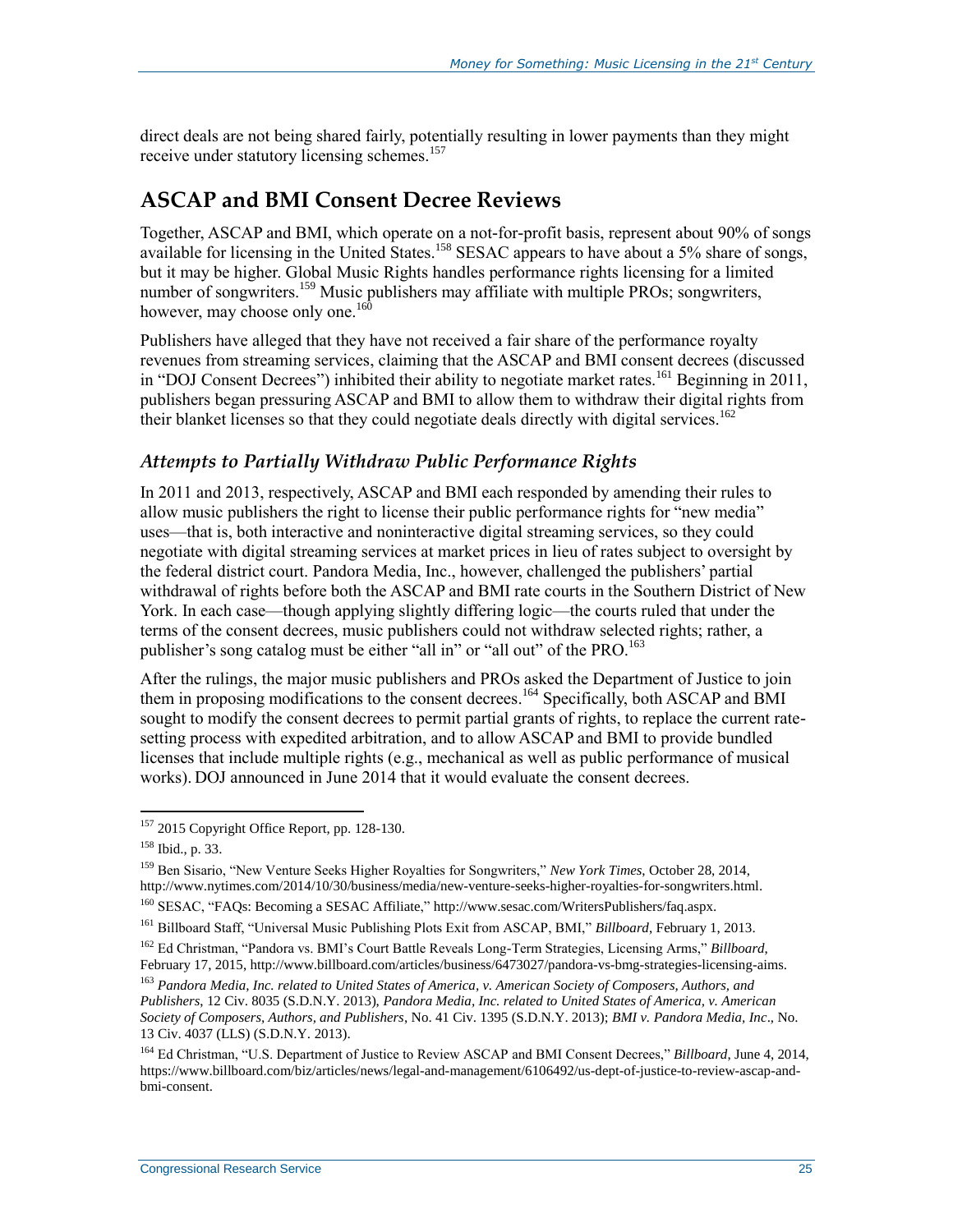direct deals are not being shared fairly, potentially resulting in lower payments than they might receive under statutory licensing schemes.[157]

## ASCAP and BMI Consent Decree Reviews

Together, ASCAP and BMI, which operate on a not-for-profit basis, represent about 90% of songs available for licensing in the United States.[158] SESAC appears to have about a 5% share of songs, but it may be higher. Global Music Rights handles performance rights licensing for a limited number of songwriters.[159] Music publishers may affiliate with multiple PROs; songwriters, however, may choose only one.[160]

Publishers have alleged that they have not received a fair share of the performance royalty revenues from streaming services, claiming that the ASCAP and BMI consent decrees (discussed in "DOJ Consent Decrees") inhibited their ability to negotiate market rates.[161] Beginning in 2011, publishers began pressuring ASCAP and BMI to allow them to withdraw their digital rights from their blanket licenses so that they could negotiate deals directly with digital services.[162]

### *Attempts to Partially Withdraw Public Performance Rights*

In 2011 and 2013, respectively, ASCAP and BMI each responded by amending their rules to allow music publishers the right to license their public performance rights for "new media" uses—that is, both interactive and noninteractive digital streaming services, so they could negotiate with digital streaming services at market prices in lieu of rates subject to oversight by the federal district court. Pandora Media, Inc., however, challenged the publishers' partial withdrawal of rights before both the ASCAP and BMI rate courts in the Southern District of New York. In each case—though applying slightly differing logic—the courts ruled that under the terms of the consent decrees, music publishers could not withdraw selected rights; rather, a publisher's song catalog must be either "all in" or "all out" of the PRO.[163]

After the rulings, the major music publishers and PROs asked the Department of Justice to join them in proposing modifications to the consent decrees.[164] Specifically, both ASCAP and BMI sought to modify the consent decrees to permit partial grants of rights, to replace the current rate-setting process with expedited arbitration, and to allow ASCAP and BMI to provide bundled licenses that include multiple rights (e.g., mechanical as well as public performance of musical works). DOJ announced in June 2014 that it would evaluate the consent decrees.

---

[157] 2015 Copyright Office Report, pp. 128-130.

[158] Ibid., p. 33.

[159] Ben Sisario, "New Venture Seeks Higher Royalties for Songwriters," *New York Times*, October 28, 2014, http://www.nytimes.com/2014/10/30/business/media/new-venture-seeks-higher-royalties-for-songwriters.html.

[160] SESAC, "FAQs: Becoming a SESAC Affiliate," http://www.sesac.com/WritersPublishers/faq.aspx.

[161] Billboard Staff, "Universal Music Publishing Plots Exit from ASCAP, BMI," *Billboard*, February 1, 2013.

[162] Ed Christman, "Pandora vs. BMI's Court Battle Reveals Long-Term Strategies, Licensing Arms," *Billboard*, February 17, 2015, http://www.billboard.com/articles/business/6473027/pandora-vs-bmg-strategies-licensing-aims.

[163] *Pandora Media, Inc. related to United States of America, v. American Society of Composers, Authors, and Publishers*, 12 Civ. 8035 (S.D.N.Y. 2013), *Pandora Media, Inc. related to United States of America, v. American Society of Composers, Authors, and Publishers*, No. 41 Civ. 1395 (S.D.N.Y. 2013); *BMI v. Pandora Media, Inc*., No. 13 Civ. 4037 (LLS) (S.D.N.Y. 2013).

[164] Ed Christman, "U.S. Department of Justice to Review ASCAP and BMI Consent Decrees," *Billboard*, June 4, 2014, https://www.billboard.com/biz/articles/news/legal-and-management/6106492/us-dept-of-justice-to-review-ascap-and-bmi-consent.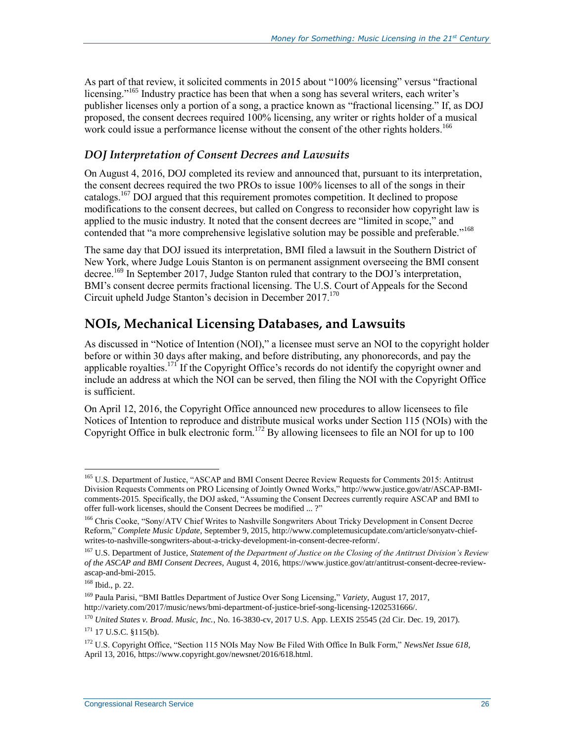As part of that review, it solicited comments in 2015 about "100% licensing" versus "fractional licensing."[165] Industry practice has been that when a song has several writers, each writer's publisher licenses only a portion of a song, a practice known as "fractional licensing." If, as DOJ proposed, the consent decrees required 100% licensing, any writer or rights holder of a musical work could issue a performance license without the consent of the other rights holders.[166]

### *DOJ Interpretation of Consent Decrees and Lawsuits*

On August 4, 2016, DOJ completed its review and announced that, pursuant to its interpretation, the consent decrees required the two PROs to issue 100% licenses to all of the songs in their catalogs.[167] DOJ argued that this requirement promotes competition. It declined to propose modifications to the consent decrees, but called on Congress to reconsider how copyright law is applied to the music industry. It noted that the consent decrees are "limited in scope," and contended that "a more comprehensive legislative solution may be possible and preferable."[168]

The same day that DOJ issued its interpretation, BMI filed a lawsuit in the Southern District of New York, where Judge Louis Stanton is on permanent assignment overseeing the BMI consent decree.[169] In September 2017, Judge Stanton ruled that contrary to the DOJ's interpretation, BMI's consent decree permits fractional licensing. The U.S. Court of Appeals for the Second Circuit upheld Judge Stanton's decision in December 2017.[170]

## NOIs, Mechanical Licensing Databases, and Lawsuits

As discussed in "Notice of Intention (NOI)," a licensee must serve an NOI to the copyright holder before or within 30 days after making, and before distributing, any phonorecords, and pay the applicable royalties.[171] If the Copyright Office's records do not identify the copyright owner and include an address at which the NOI can be served, then filing the NOI with the Copyright Office is sufficient.

On April 12, 2016, the Copyright Office announced new procedures to allow licensees to file Notices of Intention to reproduce and distribute musical works under Section 115 (NOIs) with the Copyright Office in bulk electronic form.[172] By allowing licensees to file an NOI for up to 100

---

[165] U.S. Department of Justice, "ASCAP and BMI Consent Decree Review Requests for Comments 2015: Antitrust Division Requests Comments on PRO Licensing of Jointly Owned Works," http://www.justice.gov/atr/ASCAP-BMI-comments-2015. Specifically, the DOJ asked, "Assuming the Consent Decrees currently require ASCAP and BMI to offer full-work licenses, should the Consent Decrees be modified ... ?"

[166] Chris Cooke, "Sony/ATV Chief Writes to Nashville Songwriters About Tricky Development in Consent Decree Reform," *Complete Music Update*, September 9, 2015, http://www.completemusicupdate.com/article/sonyatv-chief-writes-to-nashville-songwriters-about-a-tricky-development-in-consent-decree-reform/.

[167] U.S. Department of Justice, *Statement of the Department of Justice on the Closing of the Antitrust Division's Review of the ASCAP and BMI Consent Decrees*, August 4, 2016, https://www.justice.gov/atr/antitrust-consent-decree-review-ascap-and-bmi-2015.

[168] Ibid., p. 22.

[169] Paula Parisi, "BMI Battles Department of Justice Over Song Licensing," *Variety*, August 17, 2017, http://variety.com/2017/music/news/bmi-department-of-justice-brief-song-licensing-1202531666/.

[170] *United States v. Broad. Music, Inc.*, No. 16-3830-cv, 2017 U.S. App. LEXIS 25545 (2d Cir. Dec. 19, 2017).

[171] 17 U.S.C. §115(b).

[172] U.S. Copyright Office, "Section 115 NOIs May Now Be Filed With Office In Bulk Form," *NewsNet Issue 618*, April 13, 2016, https://www.copyright.gov/newsnet/2016/618.html.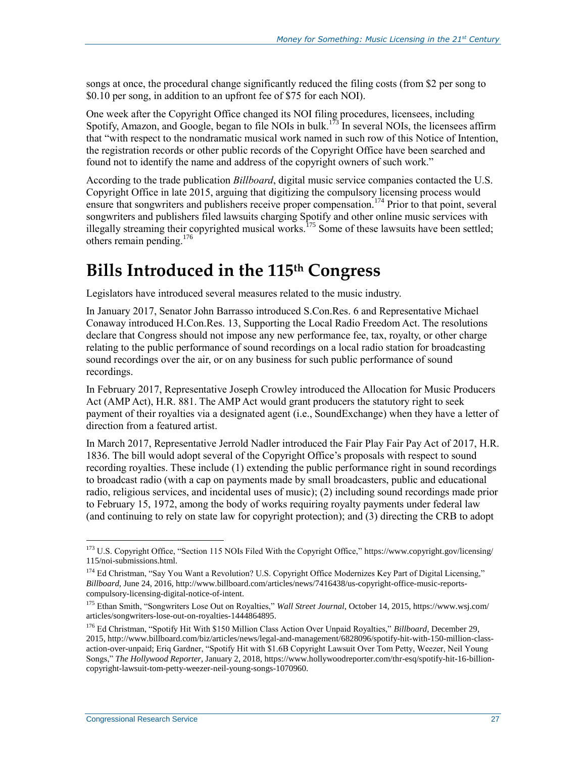songs at once, the procedural change significantly reduced the filing costs (from $2 per song to $0.10 per song, in addition to an upfront fee of $75 for each NOI).

One week after the Copyright Office changed its NOI filing procedures, licensees, including Spotify, Amazon, and Google, began to file NOIs in bulk.[173] In several NOIs, the licensees affirm that "with respect to the nondramatic musical work named in such row of this Notice of Intention, the registration records or other public records of the Copyright Office have been searched and found not to identify the name and address of the copyright owners of such work."

According to the trade publication *Billboard*, digital music service companies contacted the U.S. Copyright Office in late 2015, arguing that digitizing the compulsory licensing process would ensure that songwriters and publishers receive proper compensation.[174] Prior to that point, several songwriters and publishers filed lawsuits charging Spotify and other online music services with illegally streaming their copyrighted musical works.[175] Some of these lawsuits have been settled; others remain pending.[176]

# Bills Introduced in the 115th Congress

Legislators have introduced several measures related to the music industry.

In January 2017, Senator John Barrasso introduced S.Con.Res. 6 and Representative Michael Conaway introduced H.Con.Res. 13, Supporting the Local Radio Freedom Act. The resolutions declare that Congress should not impose any new performance fee, tax, royalty, or other charge relating to the public performance of sound recordings on a local radio station for broadcasting sound recordings over the air, or on any business for such public performance of sound recordings.

In February 2017, Representative Joseph Crowley introduced the Allocation for Music Producers Act (AMP Act), H.R. 881. The AMP Act would grant producers the statutory right to seek payment of their royalties via a designated agent (i.e., SoundExchange) when they have a letter of direction from a featured artist.

In March 2017, Representative Jerrold Nadler introduced the Fair Play Fair Pay Act of 2017, H.R. 1836. The bill would adopt several of the Copyright Office's proposals with respect to sound recording royalties. These include (1) extending the public performance right in sound recordings to broadcast radio (with a cap on payments made by small broadcasters, public and educational radio, religious services, and incidental uses of music); (2) including sound recordings made prior to February 15, 1972, among the body of works requiring royalty payments under federal law (and continuing to rely on state law for copyright protection); and (3) directing the CRB to adopt

---

[173] U.S. Copyright Office, "Section 115 NOIs Filed With the Copyright Office," https://www.copyright.gov/licensing/115/noi-submissions.html.

[174] Ed Christman, "Say You Want a Revolution? U.S. Copyright Office Modernizes Key Part of Digital Licensing," *Billboard*, June 24, 2016, http://www.billboard.com/articles/news/7416438/us-copyright-office-music-reports-compulsory-licensing-digital-notice-of-intent.

[175] Ethan Smith, "Songwriters Lose Out on Royalties," *Wall Street Journal*, October 14, 2015, https://www.wsj.com/articles/songwriters-lose-out-on-royalties-1444864895.

[176] Ed Christman, "Spotify Hit With $150 Million Class Action Over Unpaid Royalties," *Billboard*, December 29, 2015, http://www.billboard.com/biz/articles/news/legal-and-management/6828096/spotify-hit-with-150-million-class-action-over-unpaid; Eriq Gardner, "Spotify Hit with $1.6B Copyright Lawsuit Over Tom Petty, Weezer, Neil Young Songs," *The Hollywood Reporter*, January 2, 2018, https://www.hollywoodreporter.com/thr-esq/spotify-hit-16-billion-copyright-lawsuit-tom-petty-weezer-neil-young-songs-1070960.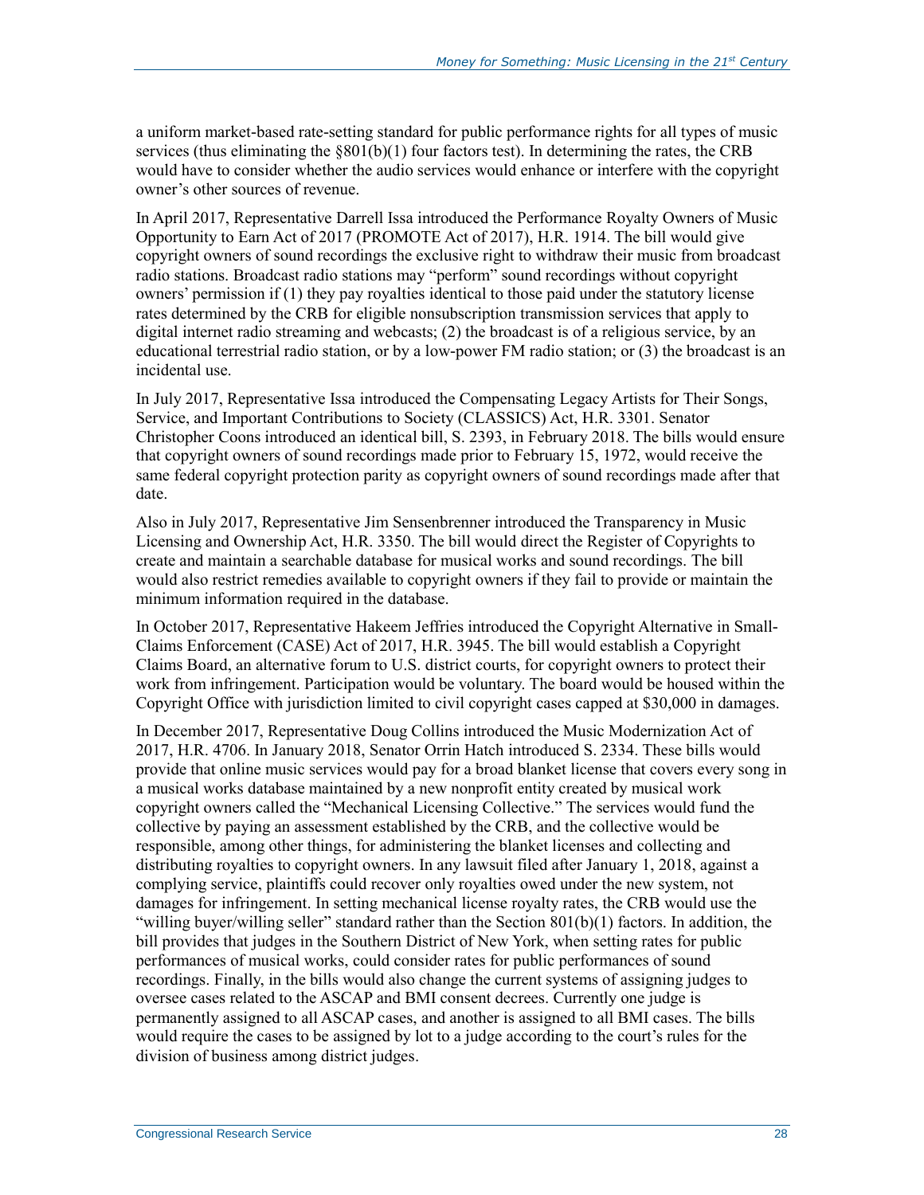a uniform market-based rate-setting standard for public performance rights for all types of music services (thus eliminating the §801(b)(1) four factors test). In determining the rates, the CRB would have to consider whether the audio services would enhance or interfere with the copyright owner's other sources of revenue.

In April 2017, Representative Darrell Issa introduced the Performance Royalty Owners of Music Opportunity to Earn Act of 2017 (PROMOTE Act of 2017), H.R. 1914. The bill would give copyright owners of sound recordings the exclusive right to withdraw their music from broadcast radio stations. Broadcast radio stations may "perform" sound recordings without copyright owners' permission if (1) they pay royalties identical to those paid under the statutory license rates determined by the CRB for eligible nonsubscription transmission services that apply to digital internet radio streaming and webcasts; (2) the broadcast is of a religious service, by an educational terrestrial radio station, or by a low-power FM radio station; or (3) the broadcast is an incidental use.

In July 2017, Representative Issa introduced the Compensating Legacy Artists for Their Songs, Service, and Important Contributions to Society (CLASSICS) Act, H.R. 3301. Senator Christopher Coons introduced an identical bill, S. 2393, in February 2018. The bills would ensure that copyright owners of sound recordings made prior to February 15, 1972, would receive the same federal copyright protection parity as copyright owners of sound recordings made after that date.

Also in July 2017, Representative Jim Sensenbrenner introduced the Transparency in Music Licensing and Ownership Act, H.R. 3350. The bill would direct the Register of Copyrights to create and maintain a searchable database for musical works and sound recordings. The bill would also restrict remedies available to copyright owners if they fail to provide or maintain the minimum information required in the database.

In October 2017, Representative Hakeem Jeffries introduced the Copyright Alternative in Small-Claims Enforcement (CASE) Act of 2017, H.R. 3945. The bill would establish a Copyright Claims Board, an alternative forum to U.S. district courts, for copyright owners to protect their work from infringement. Participation would be voluntary. The board would be housed within the Copyright Office with jurisdiction limited to civil copyright cases capped at $30,000 in damages.

In December 2017, Representative Doug Collins introduced the Music Modernization Act of 2017, H.R. 4706. In January 2018, Senator Orrin Hatch introduced S. 2334. These bills would provide that online music services would pay for a broad blanket license that covers every song in a musical works database maintained by a new nonprofit entity created by musical work copyright owners called the "Mechanical Licensing Collective." The services would fund the collective by paying an assessment established by the CRB, and the collective would be responsible, among other things, for administering the blanket licenses and collecting and distributing royalties to copyright owners. In any lawsuit filed after January 1, 2018, against a complying service, plaintiffs could recover only royalties owed under the new system, not damages for infringement. In setting mechanical license royalty rates, the CRB would use the "willing buyer/willing seller" standard rather than the Section 801(b)(1) factors. In addition, the bill provides that judges in the Southern District of New York, when setting rates for public performances of musical works, could consider rates for public performances of sound recordings. Finally, in the bills would also change the current systems of assigning judges to oversee cases related to the ASCAP and BMI consent decrees. Currently one judge is permanently assigned to all ASCAP cases, and another is assigned to all BMI cases. The bills would require the cases to be assigned by lot to a judge according to the court's rules for the division of business among district judges.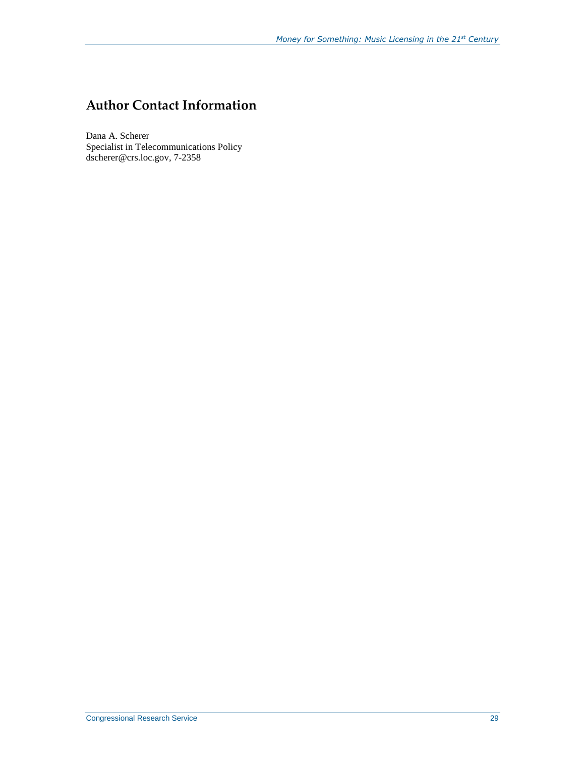## Author Contact Information

Dana A. Scherer
Specialist in Telecommunications Policy
dscherer@crs.loc.gov, 7-2358